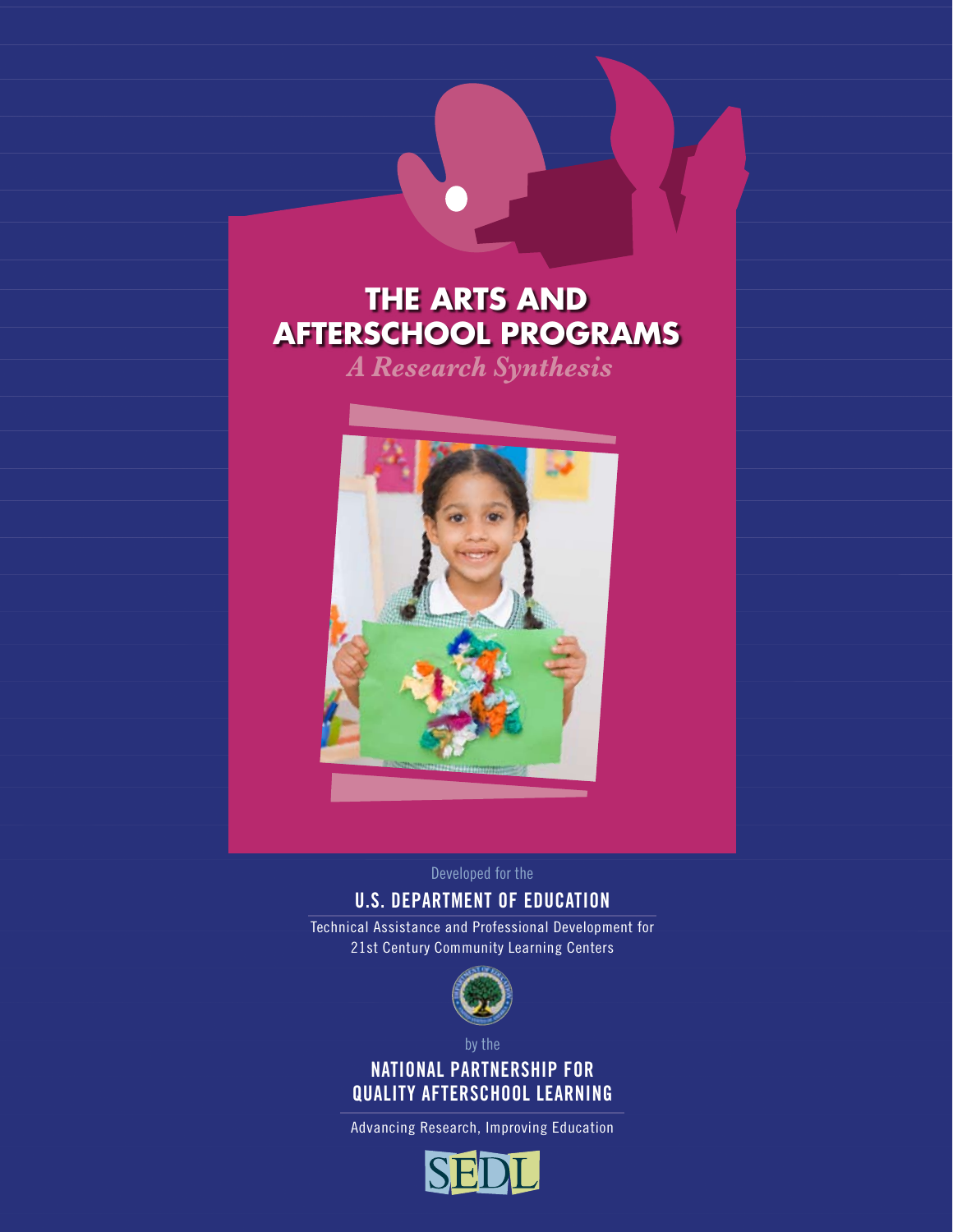# THE ARTS AND AFTERSCHOOL PROGRAMS

*A Research Synthesis*

Developed for the

**U.S. DEPARTMENT OF EDUCATION**

Technical Assistance and Professional Development for 21st Century Community Learning Centers

by the

**NATIONAL PARTNERSHIP FOR QUALITY AFTERSCHOOL LEARNING**

Advancing Research, Improving Education

SEDL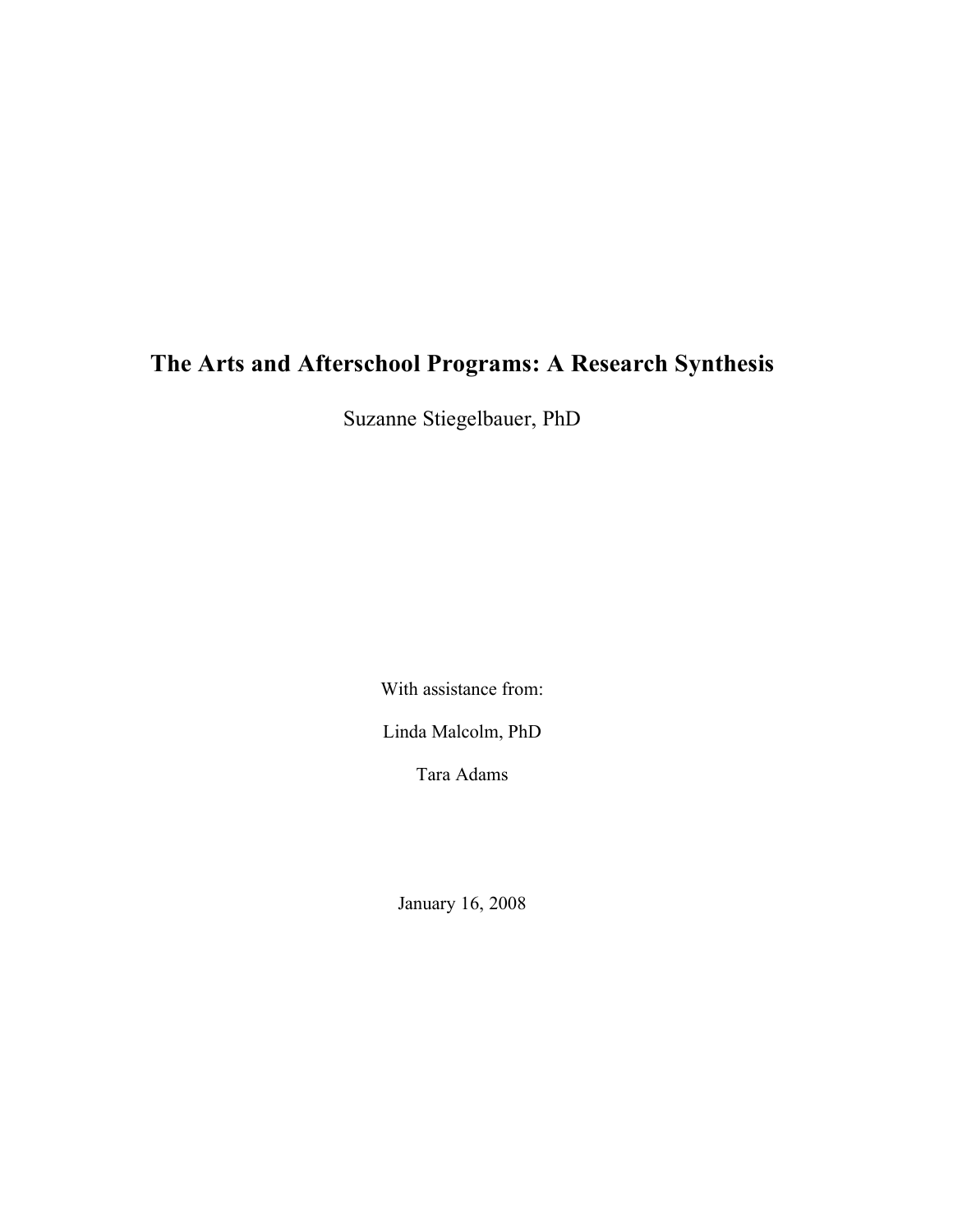# The Arts and Afterschool Programs: A Research Synthesis

Suzanne Stiegelbauer, PhD

With assistance from:

Linda Malcolm, PhD

Tara Adams

January 16, 2008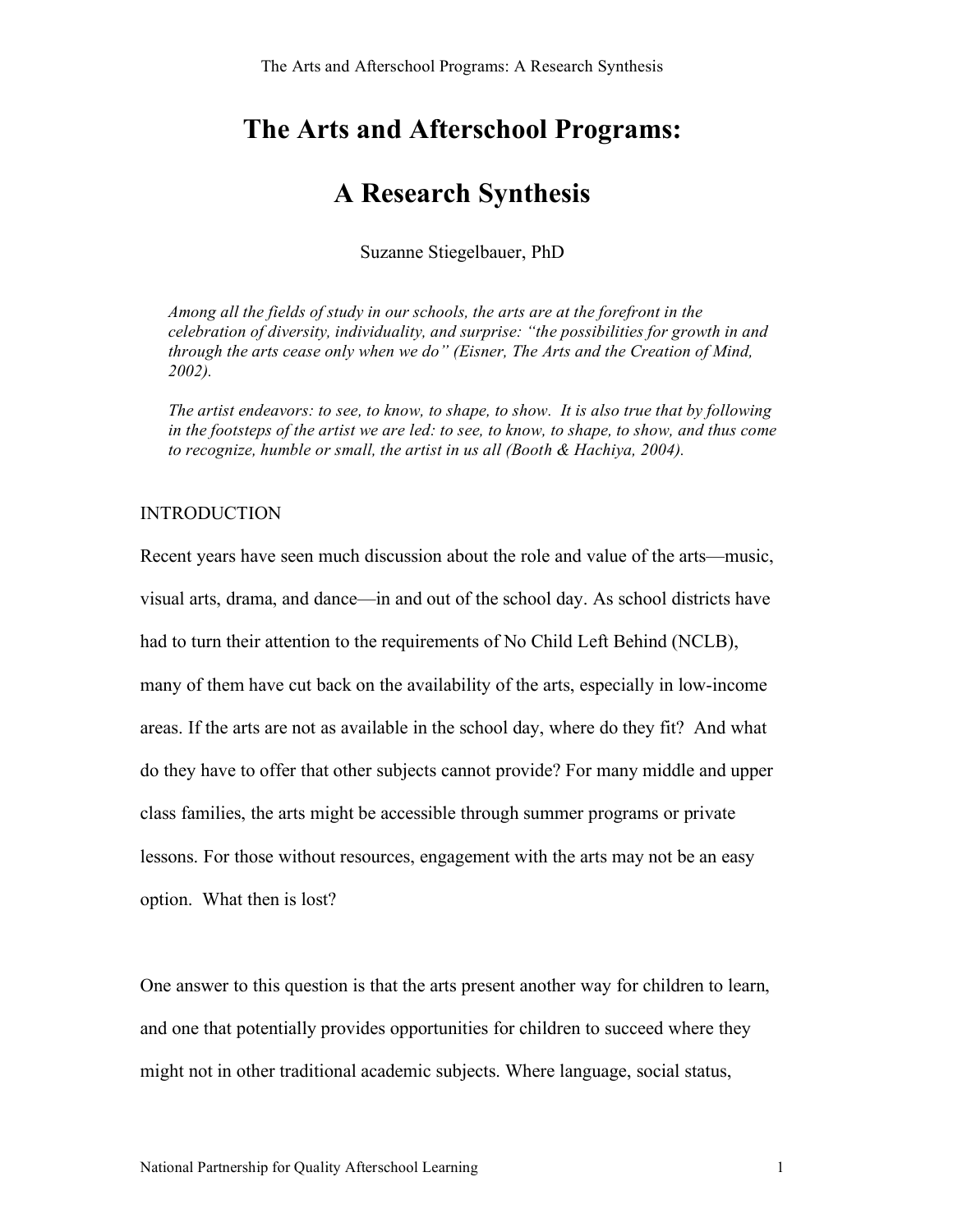# The Arts and Afterschool Programs:

# A Research Synthesis

Suzanne Stiegelbauer, PhD

*Among all the fields of study in our schools, the arts are at the forefront in the celebration of diversity, individuality, and surprise: "the possibilities for growth in and through the arts cease only when we do" (Eisner, The Arts and the Creation of Mind, 2002).*

*The artist endeavors: to see, to know, to shape, to show. It is also true that by following in the footsteps of the artist we are led: to see, to know, to shape, to show, and thus come to recognize, humble or small, the artist in us all (Booth & Hachiya, 2004).*

## INTRODUCTION

Recent years have seen much discussion about the role and value of the arts—music, visual arts, drama, and dance—in and out of the school day. As school districts have had to turn their attention to the requirements of No Child Left Behind (NCLB), many of them have cut back on the availability of the arts, especially in low-income areas. If the arts are not as available in the school day, where do they fit? And what do they have to offer that other subjects cannot provide? For many middle and upper class families, the arts might be accessible through summer programs or private lessons. For those without resources, engagement with the arts may not be an easy option. What then is lost?

One answer to this question is that the arts present another way for children to learn, and one that potentially provides opportunities for children to succeed where they might not in other traditional academic subjects. Where language, social status,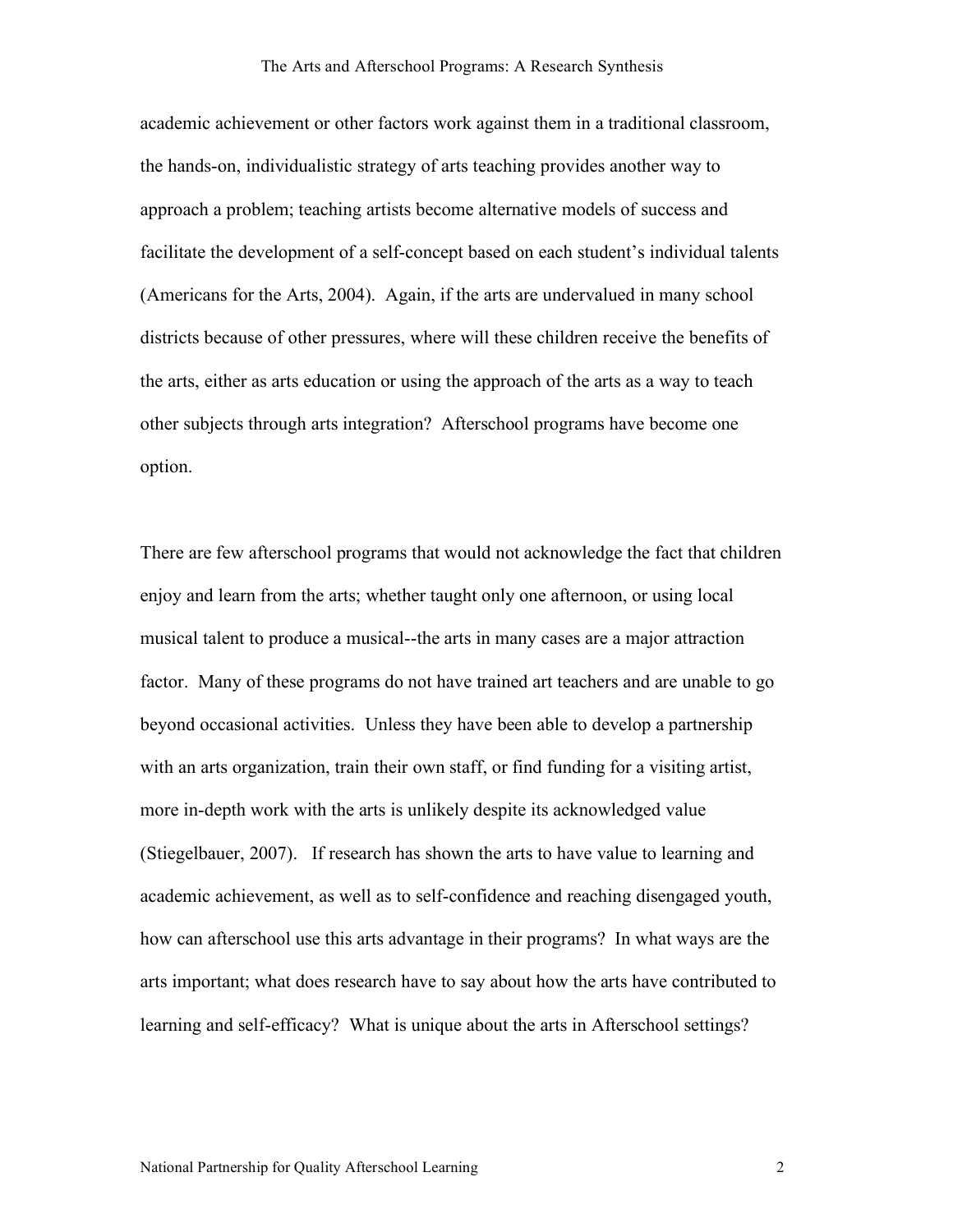academic achievement or other factors work against them in a traditional classroom, the hands-on, individualistic strategy of arts teaching provides another way to approach a problem; teaching artists become alternative models of success and facilitate the development of a self-concept based on each student's individual talents (Americans for the Arts, 2004). Again, if the arts are undervalued in many school districts because of other pressures, where will these children receive the benefits of the arts, either as arts education or using the approach of the arts as a way to teach other subjects through arts integration? Afterschool programs have become one option.

There are few afterschool programs that would not acknowledge the fact that children enjoy and learn from the arts; whether taught only one afternoon, or using local musical talent to produce a musical--the arts in many cases are a major attraction factor. Many of these programs do not have trained art teachers and are unable to go beyond occasional activities. Unless they have been able to develop a partnership with an arts organization, train their own staff, or find funding for a visiting artist, more in-depth work with the arts is unlikely despite its acknowledged value (Stiegelbauer, 2007). If research has shown the arts to have value to learning and academic achievement, as well as to self-confidence and reaching disengaged youth, how can afterschool use this arts advantage in their programs? In what ways are the arts important; what does research have to say about how the arts have contributed to learning and self-efficacy? What is unique about the arts in Afterschool settings?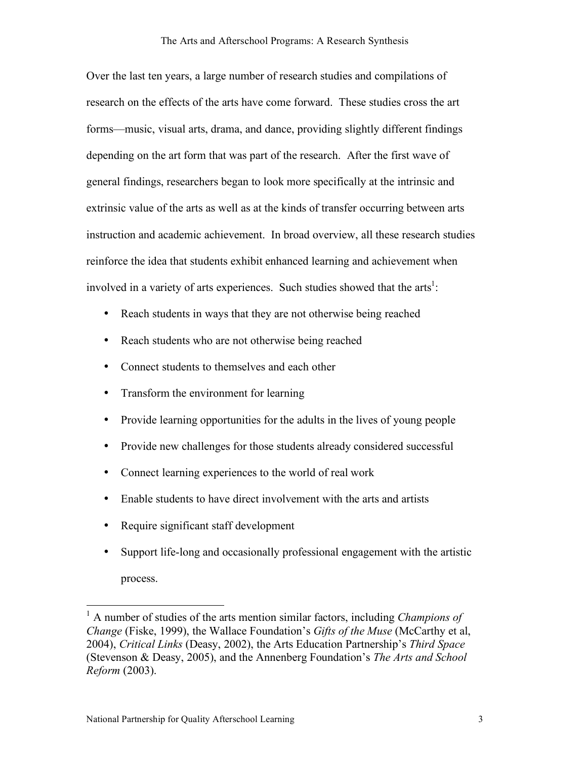Over the last ten years, a large number of research studies and compilations of research on the effects of the arts have come forward. These studies cross the art forms—music, visual arts, drama, and dance, providing slightly different findings depending on the art form that was part of the research. After the first wave of general findings, researchers began to look more specifically at the intrinsic and extrinsic value of the arts as well as at the kinds of transfer occurring between arts instruction and academic achievement. In broad overview, all these research studies reinforce the idea that students exhibit enhanced learning and achievement when involved in a variety of arts experiences. Such studies showed that the arts[1]:

- Reach students in ways that they are not otherwise being reached
- Reach students who are not otherwise being reached
- Connect students to themselves and each other
- Transform the environment for learning
- Provide learning opportunities for the adults in the lives of young people
- Provide new challenges for those students already considered successful
- Connect learning experiences to the world of real work
- Enable students to have direct involvement with the arts and artists
- Require significant staff development
- Support life-long and occasionally professional engagement with the artistic process.

---

[1] A number of studies of the arts mention similar factors, including *Champions of Change* (Fiske, 1999), the Wallace Foundation's *Gifts of the Muse* (McCarthy et al, 2004), *Critical Links* (Deasy, 2002), the Arts Education Partnership's *Third Space* (Stevenson & Deasy, 2005), and the Annenberg Foundation's *The Arts and School Reform* (2003).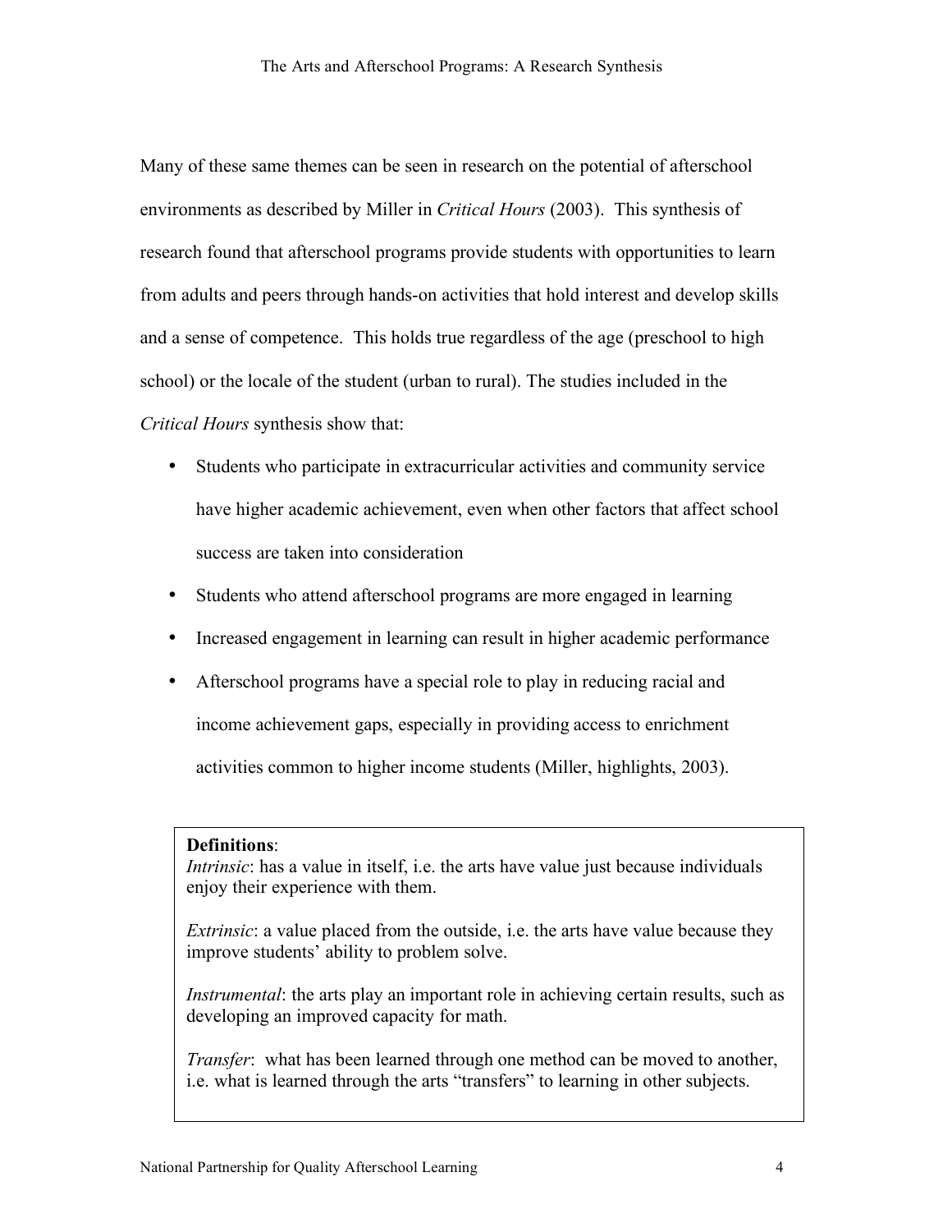Many of these same themes can be seen in research on the potential of afterschool environments as described by Miller in *Critical Hours* (2003). This synthesis of research found that afterschool programs provide students with opportunities to learn from adults and peers through hands-on activities that hold interest and develop skills and a sense of competence. This holds true regardless of the age (preschool to high school) or the locale of the student (urban to rural). The studies included in the *Critical Hours* synthesis show that:

- Students who participate in extracurricular activities and community service have higher academic achievement, even when other factors that affect school success are taken into consideration
- Students who attend afterschool programs are more engaged in learning
- Increased engagement in learning can result in higher academic performance
- Afterschool programs have a special role to play in reducing racial and income achievement gaps, especially in providing access to enrichment activities common to higher income students (Miller, highlights, 2003).

> **Definitions**:
> *Intrinsic*: has a value in itself, i.e. the arts have value just because individuals enjoy their experience with them.
>
> *Extrinsic*: a value placed from the outside, i.e. the arts have value because they improve students' ability to problem solve.
>
> *Instrumental*: the arts play an important role in achieving certain results, such as developing an improved capacity for math.
>
> *Transfer*: what has been learned through one method can be moved to another, i.e. what is learned through the arts "transfers" to learning in other subjects.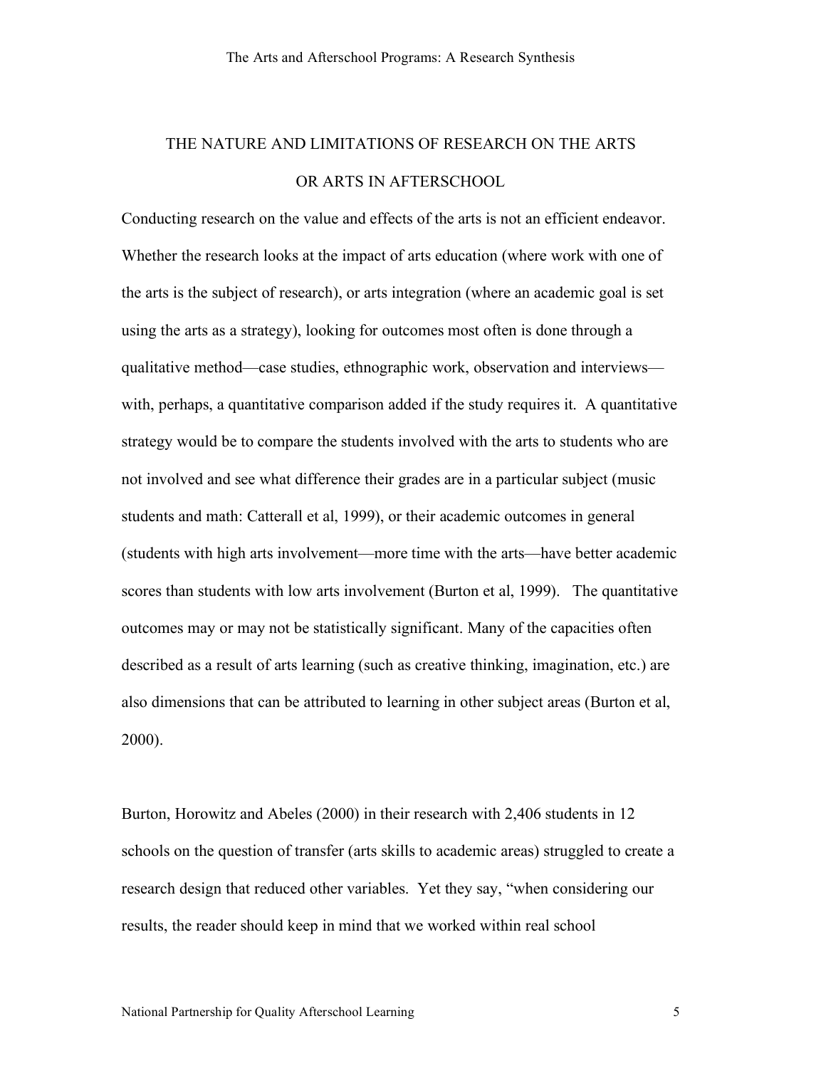## THE NATURE AND LIMITATIONS OF RESEARCH ON THE ARTS OR ARTS IN AFTERSCHOOL

Conducting research on the value and effects of the arts is not an efficient endeavor. Whether the research looks at the impact of arts education (where work with one of the arts is the subject of research), or arts integration (where an academic goal is set using the arts as a strategy), looking for outcomes most often is done through a qualitative method—case studies, ethnographic work, observation and interviews—with, perhaps, a quantitative comparison added if the study requires it. A quantitative strategy would be to compare the students involved with the arts to students who are not involved and see what difference their grades are in a particular subject (music students and math: Catterall et al, 1999), or their academic outcomes in general (students with high arts involvement—more time with the arts—have better academic scores than students with low arts involvement (Burton et al, 1999). The quantitative outcomes may or may not be statistically significant. Many of the capacities often described as a result of arts learning (such as creative thinking, imagination, etc.) are also dimensions that can be attributed to learning in other subject areas (Burton et al, 2000).

Burton, Horowitz and Abeles (2000) in their research with 2,406 students in 12 schools on the question of transfer (arts skills to academic areas) struggled to create a research design that reduced other variables. Yet they say, "when considering our results, the reader should keep in mind that we worked within real school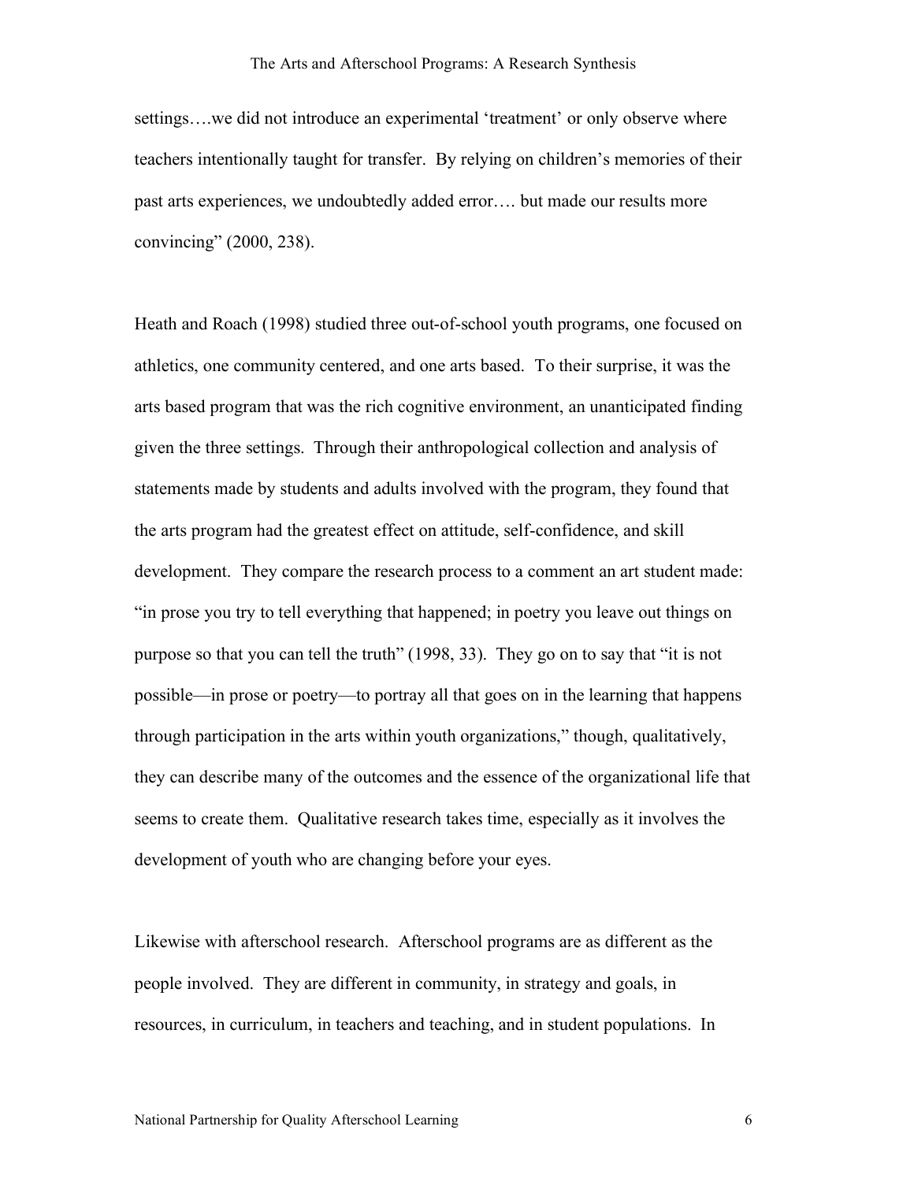settings….we did not introduce an experimental 'treatment' or only observe where teachers intentionally taught for transfer. By relying on children's memories of their past arts experiences, we undoubtedly added error…. but made our results more convincing" (2000, 238).

Heath and Roach (1998) studied three out-of-school youth programs, one focused on athletics, one community centered, and one arts based. To their surprise, it was the arts based program that was the rich cognitive environment, an unanticipated finding given the three settings. Through their anthropological collection and analysis of statements made by students and adults involved with the program, they found that the arts program had the greatest effect on attitude, self-confidence, and skill development. They compare the research process to a comment an art student made: "in prose you try to tell everything that happened; in poetry you leave out things on purpose so that you can tell the truth" (1998, 33). They go on to say that "it is not possible—in prose or poetry—to portray all that goes on in the learning that happens through participation in the arts within youth organizations," though, qualitatively, they can describe many of the outcomes and the essence of the organizational life that seems to create them. Qualitative research takes time, especially as it involves the development of youth who are changing before your eyes.

Likewise with afterschool research. Afterschool programs are as different as the people involved. They are different in community, in strategy and goals, in resources, in curriculum, in teachers and teaching, and in student populations. In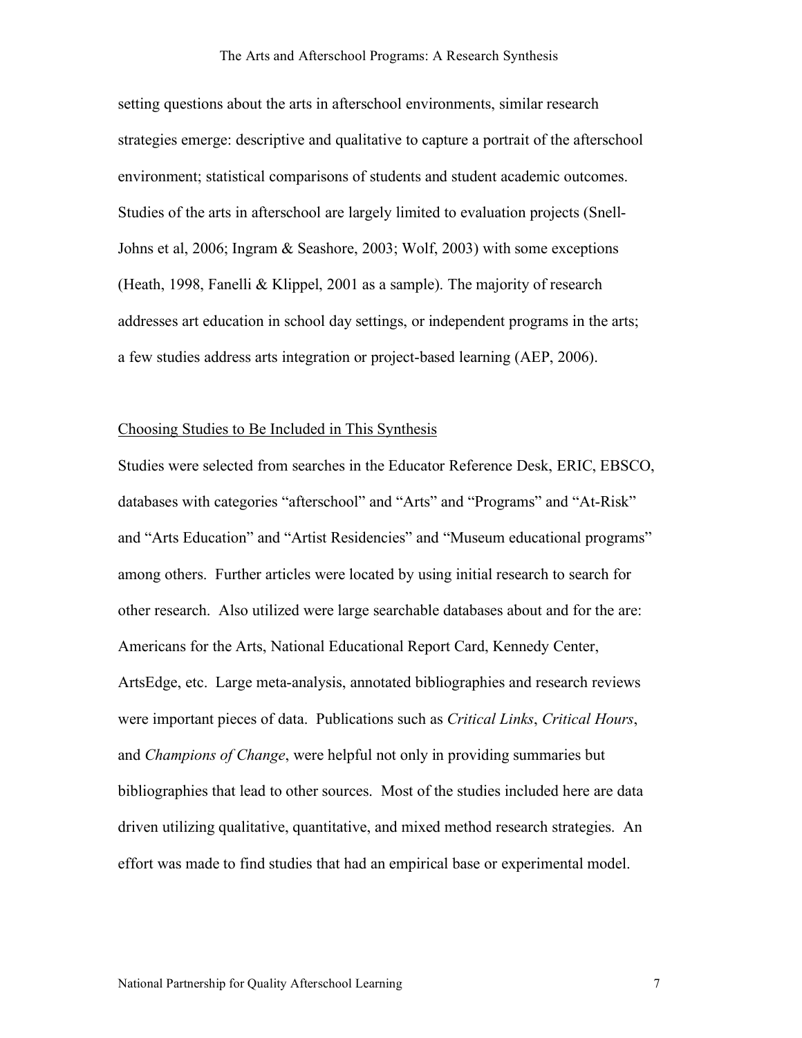setting questions about the arts in afterschool environments, similar research strategies emerge: descriptive and qualitative to capture a portrait of the afterschool environment; statistical comparisons of students and student academic outcomes. Studies of the arts in afterschool are largely limited to evaluation projects (Snell-Johns et al, 2006; Ingram & Seashore, 2003; Wolf, 2003) with some exceptions (Heath, 1998, Fanelli & Klippel, 2001 as a sample). The majority of research addresses art education in school day settings, or independent programs in the arts; a few studies address arts integration or project-based learning (AEP, 2006).

## Choosing Studies to Be Included in This Synthesis

Studies were selected from searches in the Educator Reference Desk, ERIC, EBSCO, databases with categories "afterschool" and "Arts" and "Programs" and "At-Risk" and "Arts Education" and "Artist Residencies" and "Museum educational programs" among others. Further articles were located by using initial research to search for other research. Also utilized were large searchable databases about and for the are: Americans for the Arts, National Educational Report Card, Kennedy Center, ArtsEdge, etc. Large meta-analysis, annotated bibliographies and research reviews were important pieces of data. Publications such as *Critical Links*, *Critical Hours*, and *Champions of Change*, were helpful not only in providing summaries but bibliographies that lead to other sources. Most of the studies included here are data driven utilizing qualitative, quantitative, and mixed method research strategies. An effort was made to find studies that had an empirical base or experimental model.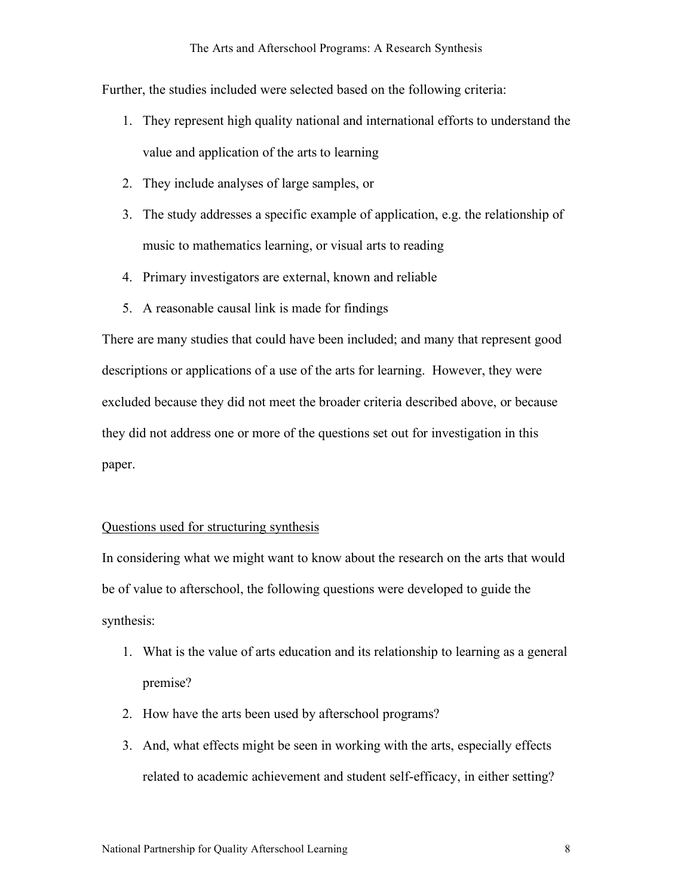Further, the studies included were selected based on the following criteria:

1. They represent high quality national and international efforts to understand the value and application of the arts to learning
2. They include analyses of large samples, or
3. The study addresses a specific example of application, e.g. the relationship of music to mathematics learning, or visual arts to reading
4. Primary investigators are external, known and reliable
5. A reasonable causal link is made for findings

There are many studies that could have been included; and many that represent good descriptions or applications of a use of the arts for learning. However, they were excluded because they did not meet the broader criteria described above, or because they did not address one or more of the questions set out for investigation in this paper.

<u>Questions used for structuring synthesis</u>

In considering what we might want to know about the research on the arts that would be of value to afterschool, the following questions were developed to guide the synthesis:

1. What is the value of arts education and its relationship to learning as a general premise?
2. How have the arts been used by afterschool programs?
3. And, what effects might be seen in working with the arts, especially effects related to academic achievement and student self-efficacy, in either setting?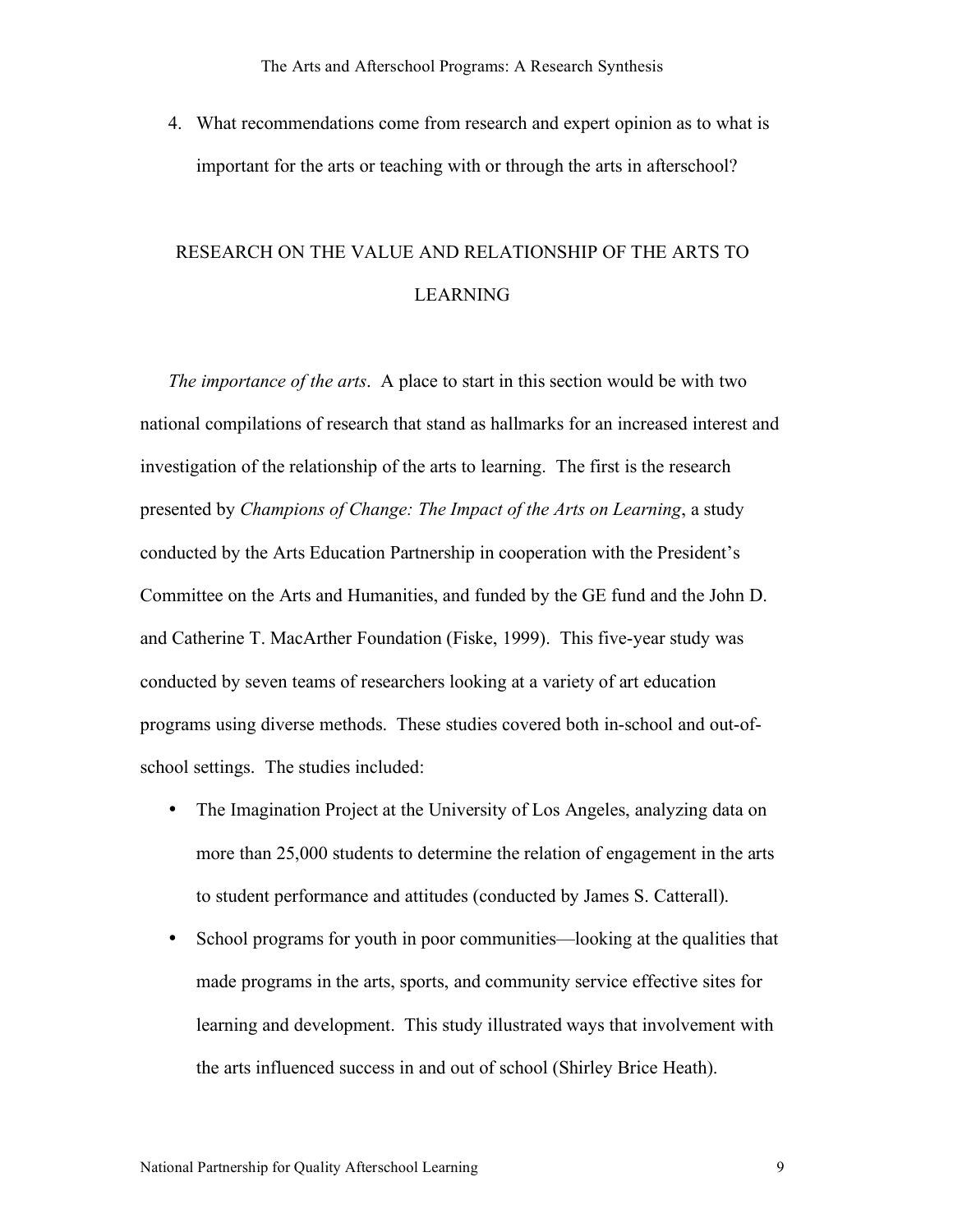4. What recommendations come from research and expert opinion as to what is important for the arts or teaching with or through the arts in afterschool?

## RESEARCH ON THE VALUE AND RELATIONSHIP OF THE ARTS TO LEARNING

*The importance of the arts*. A place to start in this section would be with two national compilations of research that stand as hallmarks for an increased interest and investigation of the relationship of the arts to learning. The first is the research presented by *Champions of Change: The Impact of the Arts on Learning*, a study conducted by the Arts Education Partnership in cooperation with the President's Committee on the Arts and Humanities, and funded by the GE fund and the John D. and Catherine T. MacArther Foundation (Fiske, 1999). This five-year study was conducted by seven teams of researchers looking at a variety of art education programs using diverse methods. These studies covered both in-school and out-of-school settings. The studies included:

- The Imagination Project at the University of Los Angeles, analyzing data on more than 25,000 students to determine the relation of engagement in the arts to student performance and attitudes (conducted by James S. Catterall).
- School programs for youth in poor communities—looking at the qualities that made programs in the arts, sports, and community service effective sites for learning and development. This study illustrated ways that involvement with the arts influenced success in and out of school (Shirley Brice Heath).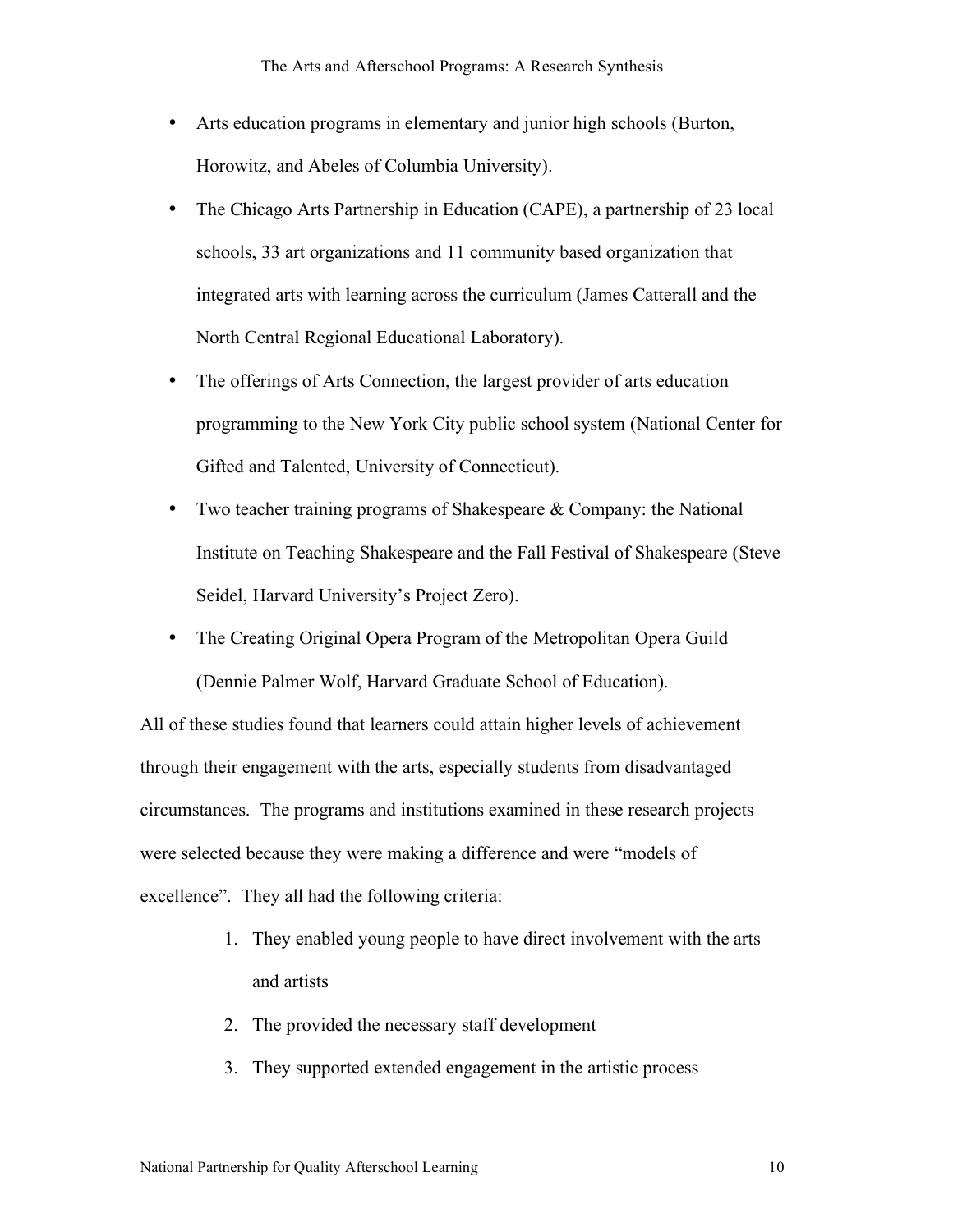- Arts education programs in elementary and junior high schools (Burton, Horowitz, and Abeles of Columbia University).
- The Chicago Arts Partnership in Education (CAPE), a partnership of 23 local schools, 33 art organizations and 11 community based organization that integrated arts with learning across the curriculum (James Catterall and the North Central Regional Educational Laboratory).
- The offerings of Arts Connection, the largest provider of arts education programming to the New York City public school system (National Center for Gifted and Talented, University of Connecticut).
- Two teacher training programs of Shakespeare & Company: the National Institute on Teaching Shakespeare and the Fall Festival of Shakespeare (Steve Seidel, Harvard University's Project Zero).
- The Creating Original Opera Program of the Metropolitan Opera Guild (Dennie Palmer Wolf, Harvard Graduate School of Education).

All of these studies found that learners could attain higher levels of achievement through their engagement with the arts, especially students from disadvantaged circumstances. The programs and institutions examined in these research projects were selected because they were making a difference and were "models of excellence". They all had the following criteria:

1. They enabled young people to have direct involvement with the arts and artists
2. The provided the necessary staff development
3. They supported extended engagement in the artistic process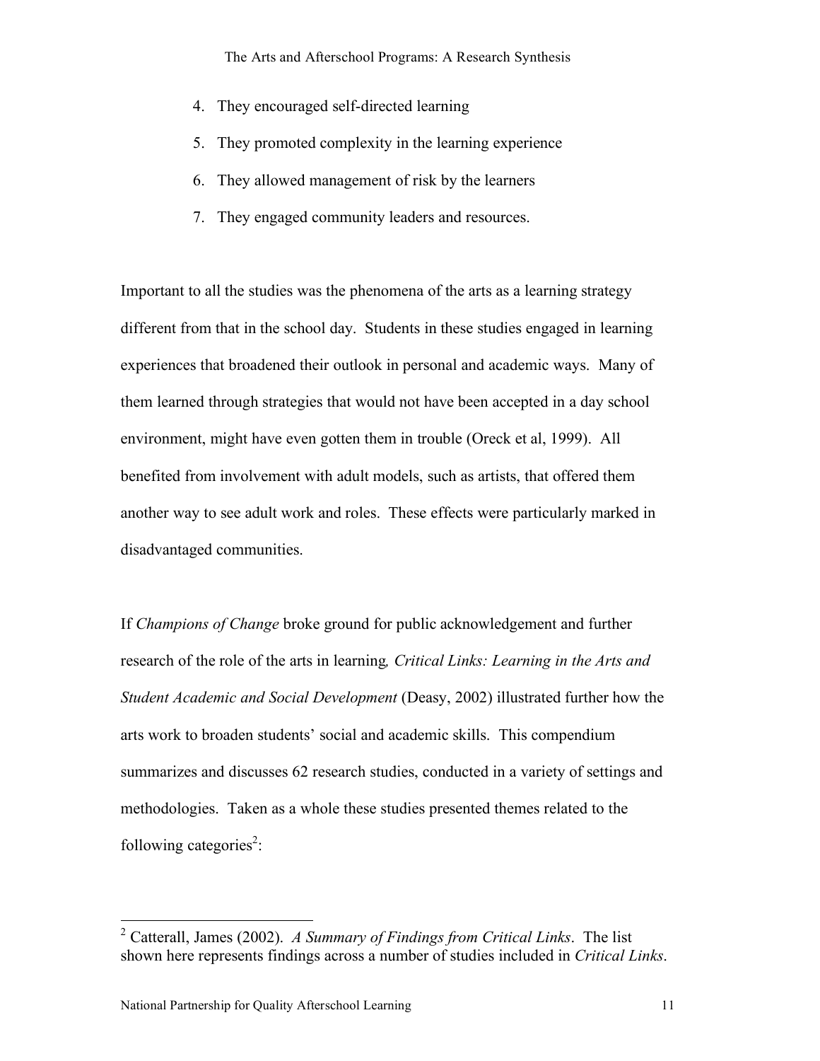4. They encouraged self-directed learning
5. They promoted complexity in the learning experience
6. They allowed management of risk by the learners
7. They engaged community leaders and resources.

Important to all the studies was the phenomena of the arts as a learning strategy different from that in the school day. Students in these studies engaged in learning experiences that broadened their outlook in personal and academic ways. Many of them learned through strategies that would not have been accepted in a day school environment, might have even gotten them in trouble (Oreck et al, 1999). All benefited from involvement with adult models, such as artists, that offered them another way to see adult work and roles. These effects were particularly marked in disadvantaged communities.

If *Champions of Change* broke ground for public acknowledgement and further research of the role of the arts in learning*, Critical Links: Learning in the Arts and Student Academic and Social Development* (Deasy, 2002) illustrated further how the arts work to broaden students' social and academic skills. This compendium summarizes and discusses 62 research studies, conducted in a variety of settings and methodologies. Taken as a whole these studies presented themes related to the following categories[2]:

[2] Catterall, James (2002). *A Summary of Findings from Critical Links*. The list shown here represents findings across a number of studies included in *Critical Links*.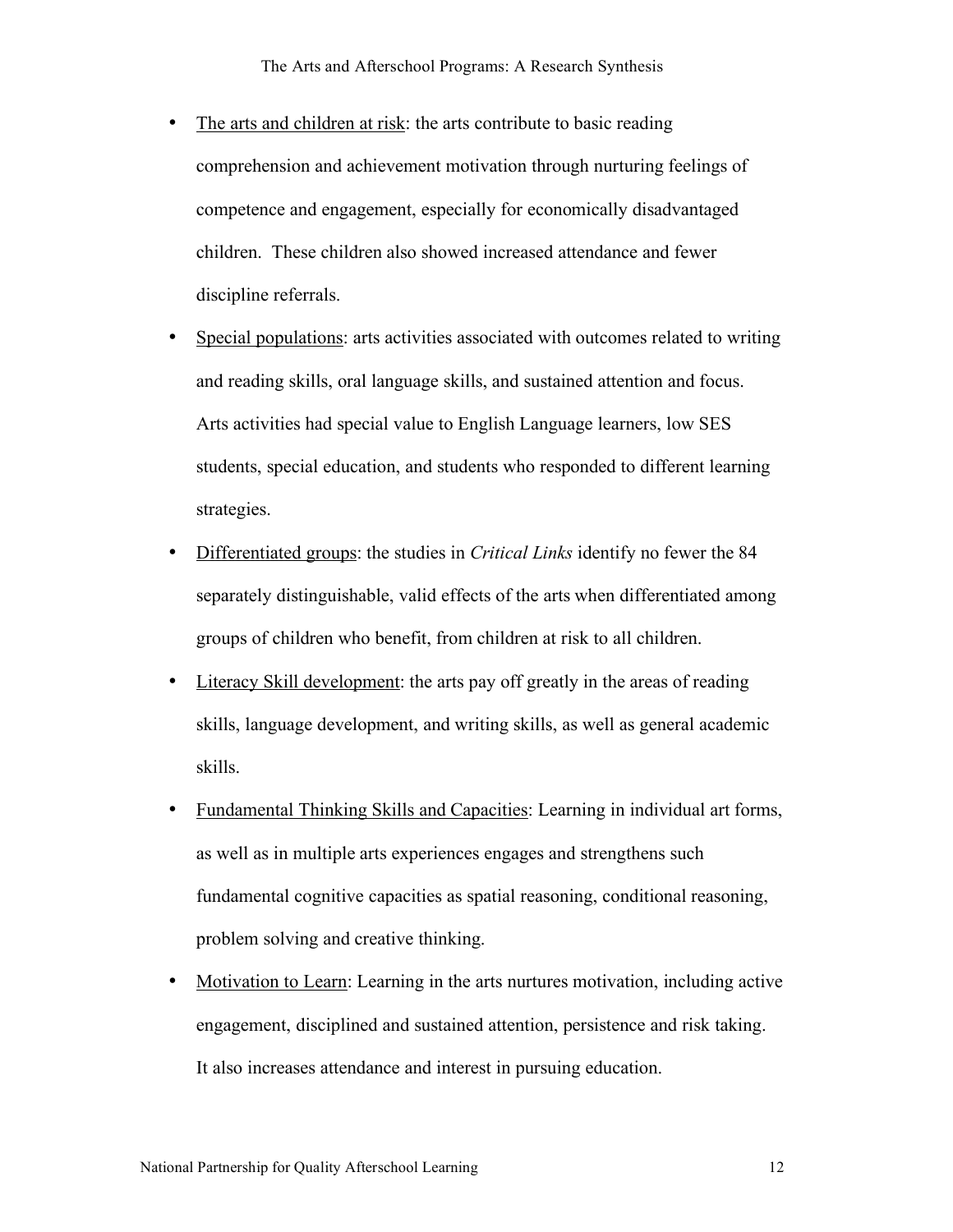- The arts and children at risk: the arts contribute to basic reading comprehension and achievement motivation through nurturing feelings of competence and engagement, especially for economically disadvantaged children. These children also showed increased attendance and fewer discipline referrals.
- Special populations: arts activities associated with outcomes related to writing and reading skills, oral language skills, and sustained attention and focus. Arts activities had special value to English Language learners, low SES students, special education, and students who responded to different learning strategies.
- Differentiated groups: the studies in *Critical Links* identify no fewer the 84 separately distinguishable, valid effects of the arts when differentiated among groups of children who benefit, from children at risk to all children.
- Literacy Skill development: the arts pay off greatly in the areas of reading skills, language development, and writing skills, as well as general academic skills.
- Fundamental Thinking Skills and Capacities: Learning in individual art forms, as well as in multiple arts experiences engages and strengthens such fundamental cognitive capacities as spatial reasoning, conditional reasoning, problem solving and creative thinking.
- Motivation to Learn: Learning in the arts nurtures motivation, including active engagement, disciplined and sustained attention, persistence and risk taking. It also increases attendance and interest in pursuing education.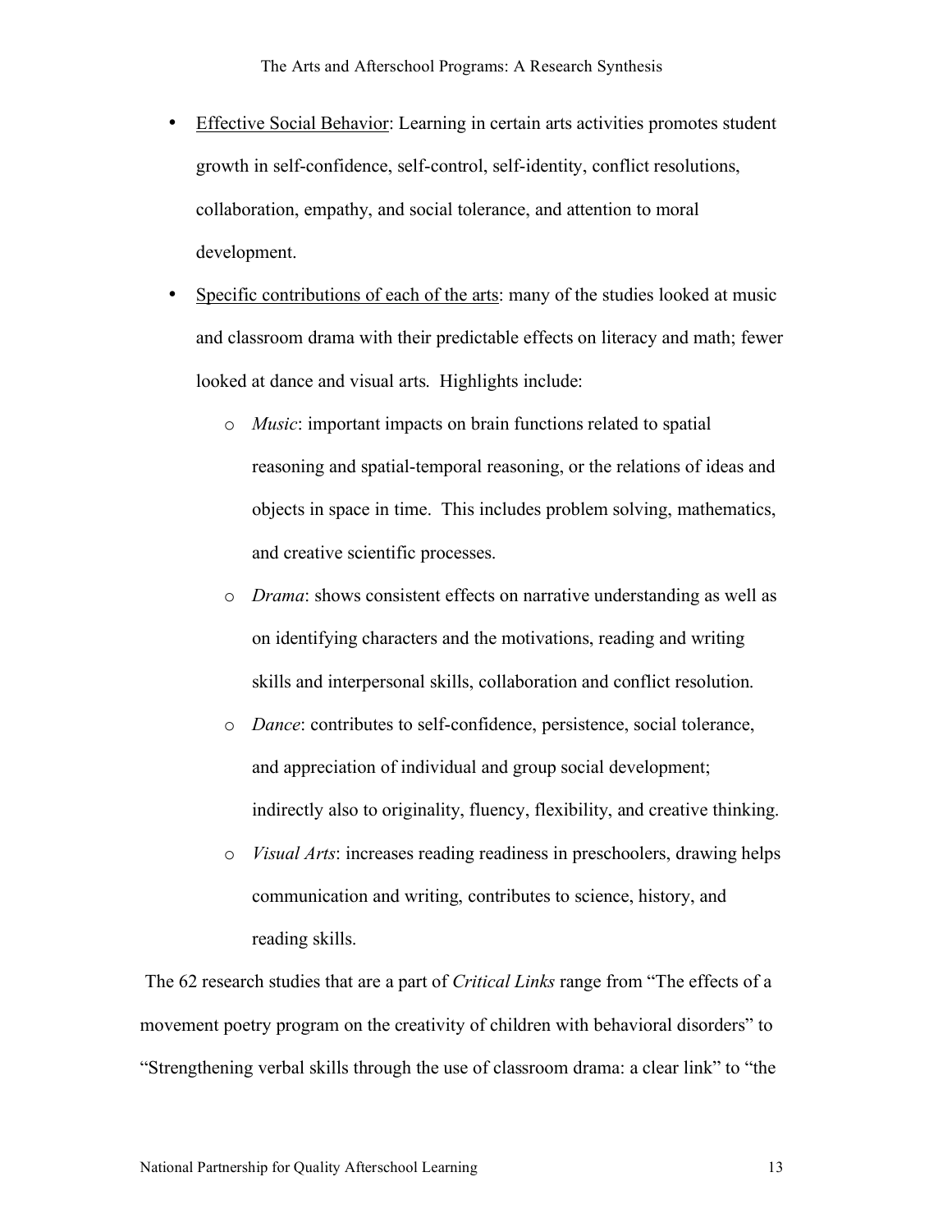- <u>Effective Social Behavior</u>: Learning in certain arts activities promotes student growth in self-confidence, self-control, self-identity, conflict resolutions, collaboration, empathy, and social tolerance, and attention to moral development.
- <u>Specific contributions of each of the arts</u>: many of the studies looked at music and classroom drama with their predictable effects on literacy and math; fewer looked at dance and visual arts. Highlights include:
    - *Music*: important impacts on brain functions related to spatial reasoning and spatial-temporal reasoning, or the relations of ideas and objects in space in time. This includes problem solving, mathematics, and creative scientific processes.
    - *Drama*: shows consistent effects on narrative understanding as well as on identifying characters and the motivations, reading and writing skills and interpersonal skills, collaboration and conflict resolution.
    - *Dance*: contributes to self-confidence, persistence, social tolerance, and appreciation of individual and group social development; indirectly also to originality, fluency, flexibility, and creative thinking.
    - *Visual Arts*: increases reading readiness in preschoolers, drawing helps communication and writing, contributes to science, history, and reading skills.

The 62 research studies that are a part of *Critical Links* range from "The effects of a movement poetry program on the creativity of children with behavioral disorders" to "Strengthening verbal skills through the use of classroom drama: a clear link" to "the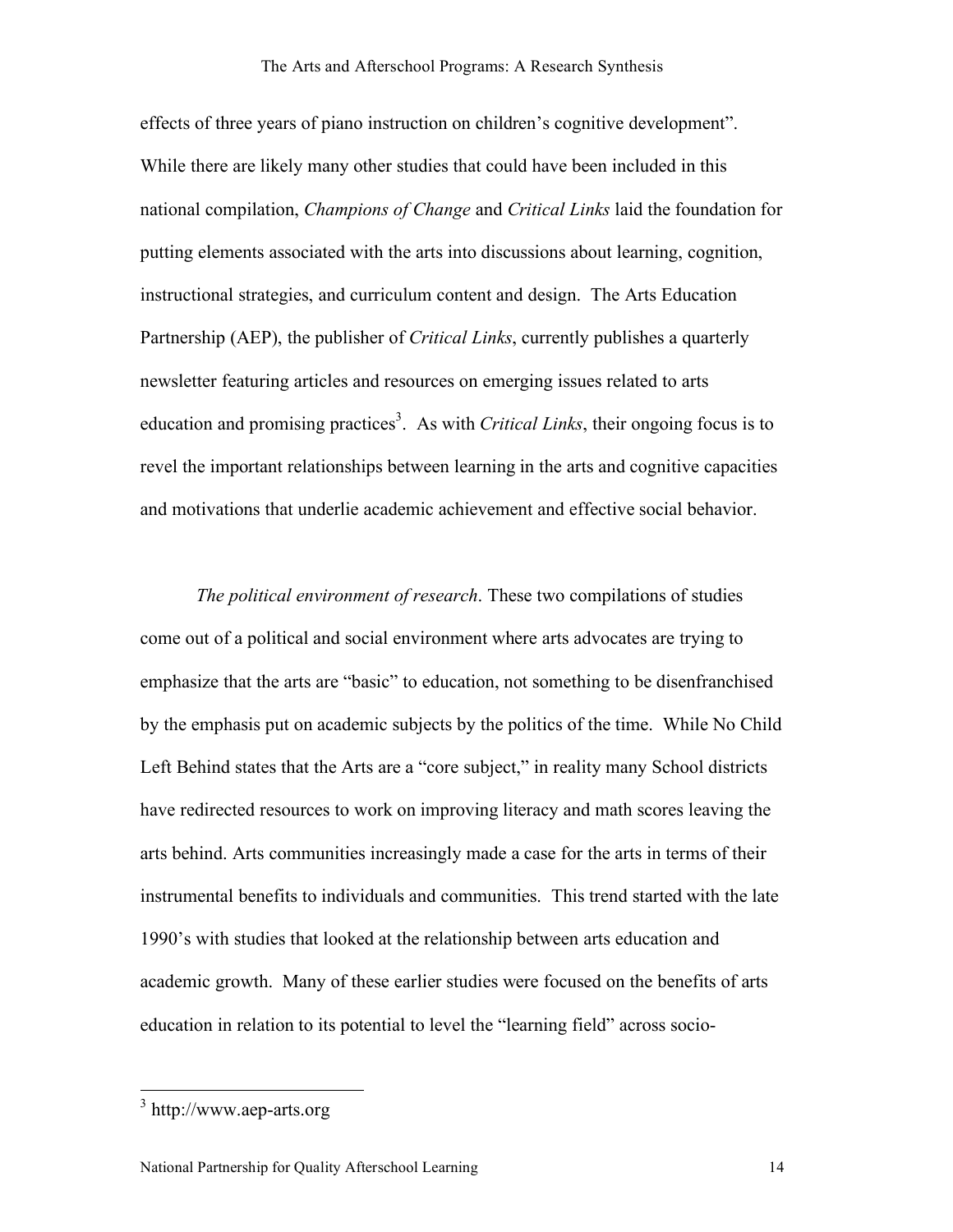effects of three years of piano instruction on children's cognitive development". While there are likely many other studies that could have been included in this national compilation, *Champions of Change* and *Critical Links* laid the foundation for putting elements associated with the arts into discussions about learning, cognition, instructional strategies, and curriculum content and design. The Arts Education Partnership (AEP), the publisher of *Critical Links*, currently publishes a quarterly newsletter featuring articles and resources on emerging issues related to arts education and promising practices[3]. As with *Critical Links*, their ongoing focus is to revel the important relationships between learning in the arts and cognitive capacities and motivations that underlie academic achievement and effective social behavior.

*The political environment of research*. These two compilations of studies come out of a political and social environment where arts advocates are trying to emphasize that the arts are "basic" to education, not something to be disenfranchised by the emphasis put on academic subjects by the politics of the time. While No Child Left Behind states that the Arts are a "core subject," in reality many School districts have redirected resources to work on improving literacy and math scores leaving the arts behind. Arts communities increasingly made a case for the arts in terms of their instrumental benefits to individuals and communities. This trend started with the late 1990's with studies that looked at the relationship between arts education and academic growth. Many of these earlier studies were focused on the benefits of arts education in relation to its potential to level the "learning field" across socio-

[3] http://www.aep-arts.org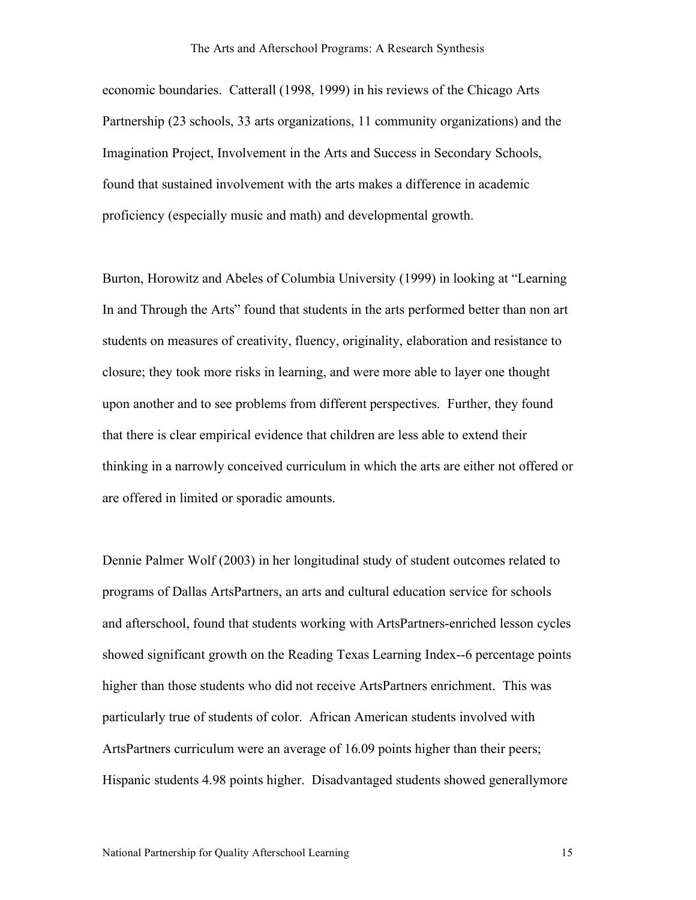economic boundaries. Catterall (1998, 1999) in his reviews of the Chicago Arts Partnership (23 schools, 33 arts organizations, 11 community organizations) and the Imagination Project, Involvement in the Arts and Success in Secondary Schools, found that sustained involvement with the arts makes a difference in academic proficiency (especially music and math) and developmental growth.

Burton, Horowitz and Abeles of Columbia University (1999) in looking at "Learning In and Through the Arts" found that students in the arts performed better than non art students on measures of creativity, fluency, originality, elaboration and resistance to closure; they took more risks in learning, and were more able to layer one thought upon another and to see problems from different perspectives. Further, they found that there is clear empirical evidence that children are less able to extend their thinking in a narrowly conceived curriculum in which the arts are either not offered or are offered in limited or sporadic amounts.

Dennie Palmer Wolf (2003) in her longitudinal study of student outcomes related to programs of Dallas ArtsPartners, an arts and cultural education service for schools and afterschool, found that students working with ArtsPartners-enriched lesson cycles showed significant growth on the Reading Texas Learning Index--6 percentage points higher than those students who did not receive ArtsPartners enrichment. This was particularly true of students of color. African American students involved with ArtsPartners curriculum were an average of 16.09 points higher than their peers; Hispanic students 4.98 points higher. Disadvantaged students showed generallymore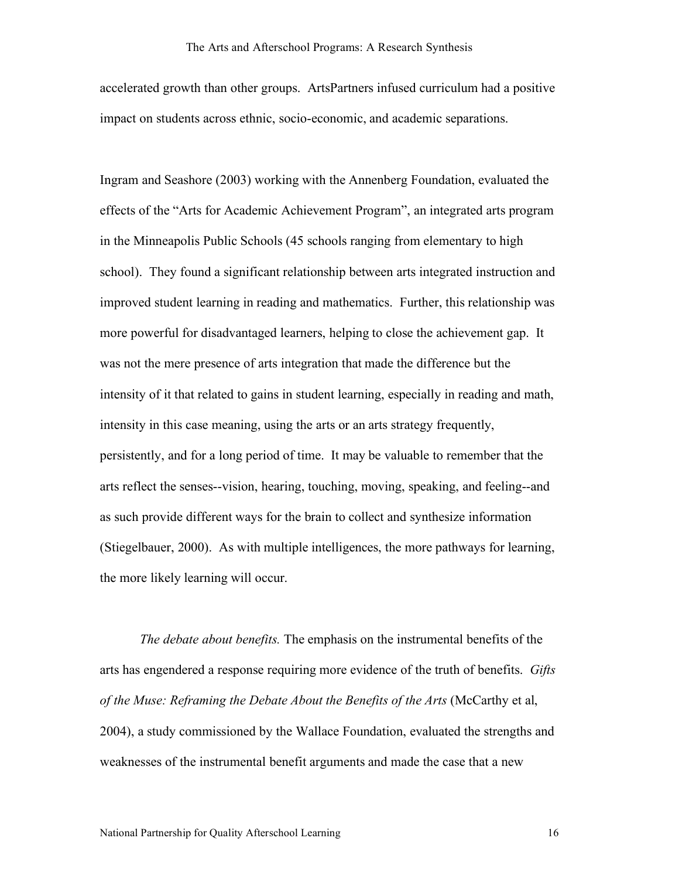accelerated growth than other groups. ArtsPartners infused curriculum had a positive impact on students across ethnic, socio-economic, and academic separations.

Ingram and Seashore (2003) working with the Annenberg Foundation, evaluated the effects of the "Arts for Academic Achievement Program", an integrated arts program in the Minneapolis Public Schools (45 schools ranging from elementary to high school). They found a significant relationship between arts integrated instruction and improved student learning in reading and mathematics. Further, this relationship was more powerful for disadvantaged learners, helping to close the achievement gap. It was not the mere presence of arts integration that made the difference but the intensity of it that related to gains in student learning, especially in reading and math, intensity in this case meaning, using the arts or an arts strategy frequently, persistently, and for a long period of time. It may be valuable to remember that the arts reflect the senses--vision, hearing, touching, moving, speaking, and feeling--and as such provide different ways for the brain to collect and synthesize information (Stiegelbauer, 2000). As with multiple intelligences, the more pathways for learning, the more likely learning will occur.

*The debate about benefits.* The emphasis on the instrumental benefits of the arts has engendered a response requiring more evidence of the truth of benefits. *Gifts of the Muse: Reframing the Debate About the Benefits of the Arts* (McCarthy et al, 2004), a study commissioned by the Wallace Foundation, evaluated the strengths and weaknesses of the instrumental benefit arguments and made the case that a new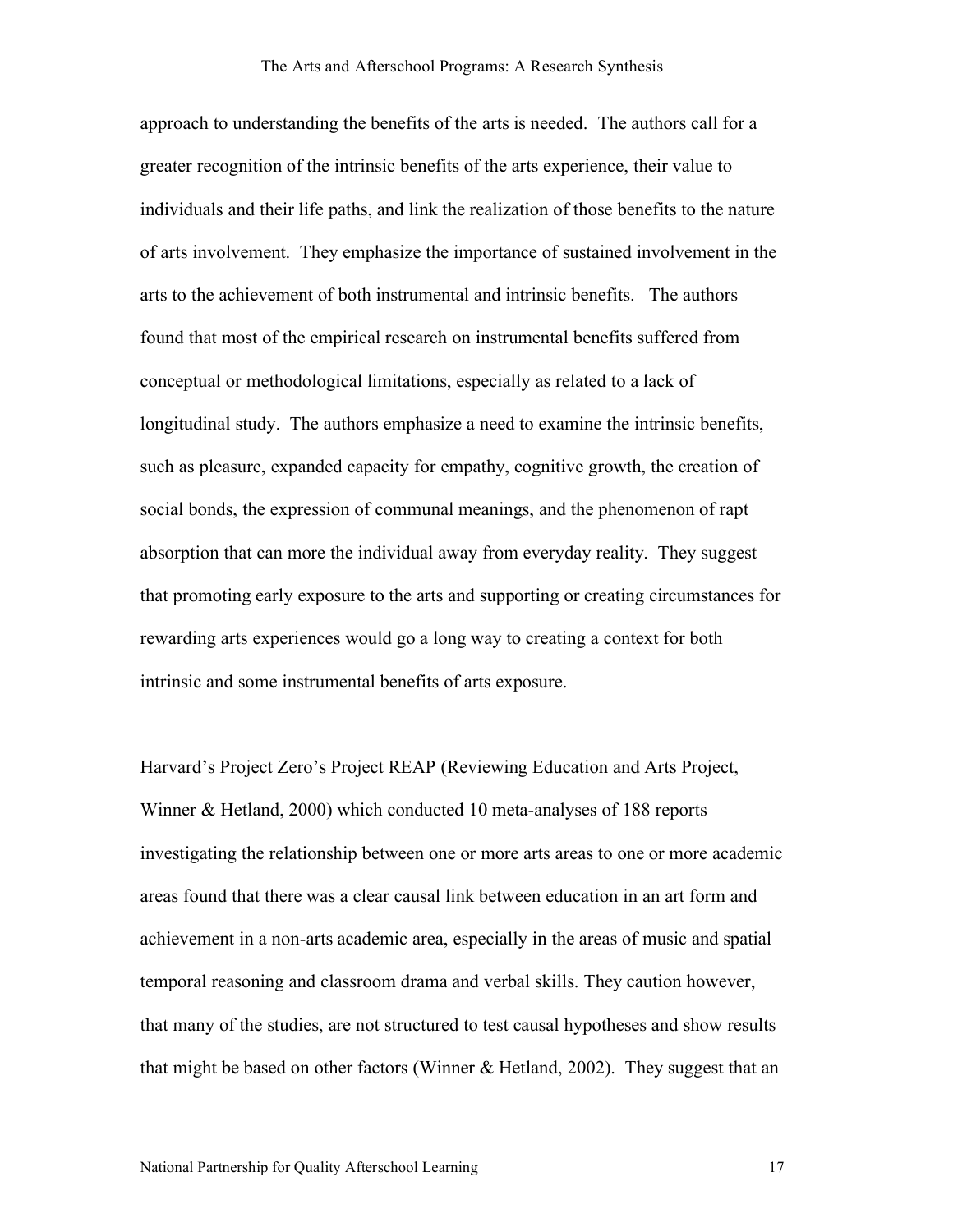approach to understanding the benefits of the arts is needed. The authors call for a greater recognition of the intrinsic benefits of the arts experience, their value to individuals and their life paths, and link the realization of those benefits to the nature of arts involvement. They emphasize the importance of sustained involvement in the arts to the achievement of both instrumental and intrinsic benefits. The authors found that most of the empirical research on instrumental benefits suffered from conceptual or methodological limitations, especially as related to a lack of longitudinal study. The authors emphasize a need to examine the intrinsic benefits, such as pleasure, expanded capacity for empathy, cognitive growth, the creation of social bonds, the expression of communal meanings, and the phenomenon of rapt absorption that can more the individual away from everyday reality. They suggest that promoting early exposure to the arts and supporting or creating circumstances for rewarding arts experiences would go a long way to creating a context for both intrinsic and some instrumental benefits of arts exposure.

Harvard's Project Zero's Project REAP (Reviewing Education and Arts Project, Winner & Hetland, 2000) which conducted 10 meta-analyses of 188 reports investigating the relationship between one or more arts areas to one or more academic areas found that there was a clear causal link between education in an art form and achievement in a non-arts academic area, especially in the areas of music and spatial temporal reasoning and classroom drama and verbal skills. They caution however, that many of the studies, are not structured to test causal hypotheses and show results that might be based on other factors (Winner & Hetland, 2002). They suggest that an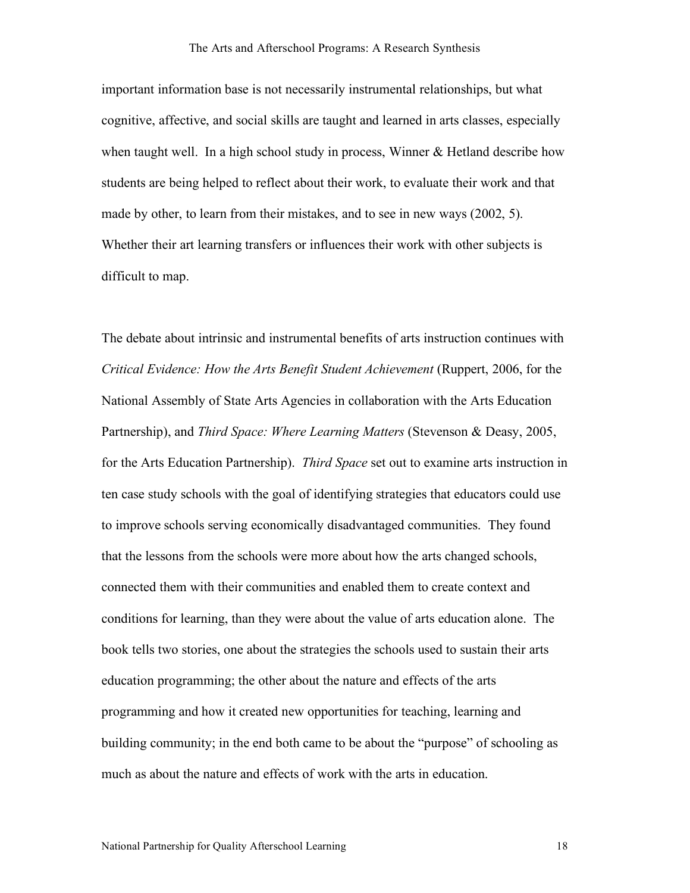important information base is not necessarily instrumental relationships, but what cognitive, affective, and social skills are taught and learned in arts classes, especially when taught well. In a high school study in process, Winner & Hetland describe how students are being helped to reflect about their work, to evaluate their work and that made by other, to learn from their mistakes, and to see in new ways (2002, 5). Whether their art learning transfers or influences their work with other subjects is difficult to map.

The debate about intrinsic and instrumental benefits of arts instruction continues with *Critical Evidence: How the Arts Benefit Student Achievement* (Ruppert, 2006, for the National Assembly of State Arts Agencies in collaboration with the Arts Education Partnership), and *Third Space: Where Learning Matters* (Stevenson & Deasy, 2005, for the Arts Education Partnership). *Third Space* set out to examine arts instruction in ten case study schools with the goal of identifying strategies that educators could use to improve schools serving economically disadvantaged communities. They found that the lessons from the schools were more about how the arts changed schools, connected them with their communities and enabled them to create context and conditions for learning, than they were about the value of arts education alone. The book tells two stories, one about the strategies the schools used to sustain their arts education programming; the other about the nature and effects of the arts programming and how it created new opportunities for teaching, learning and building community; in the end both came to be about the "purpose" of schooling as much as about the nature and effects of work with the arts in education.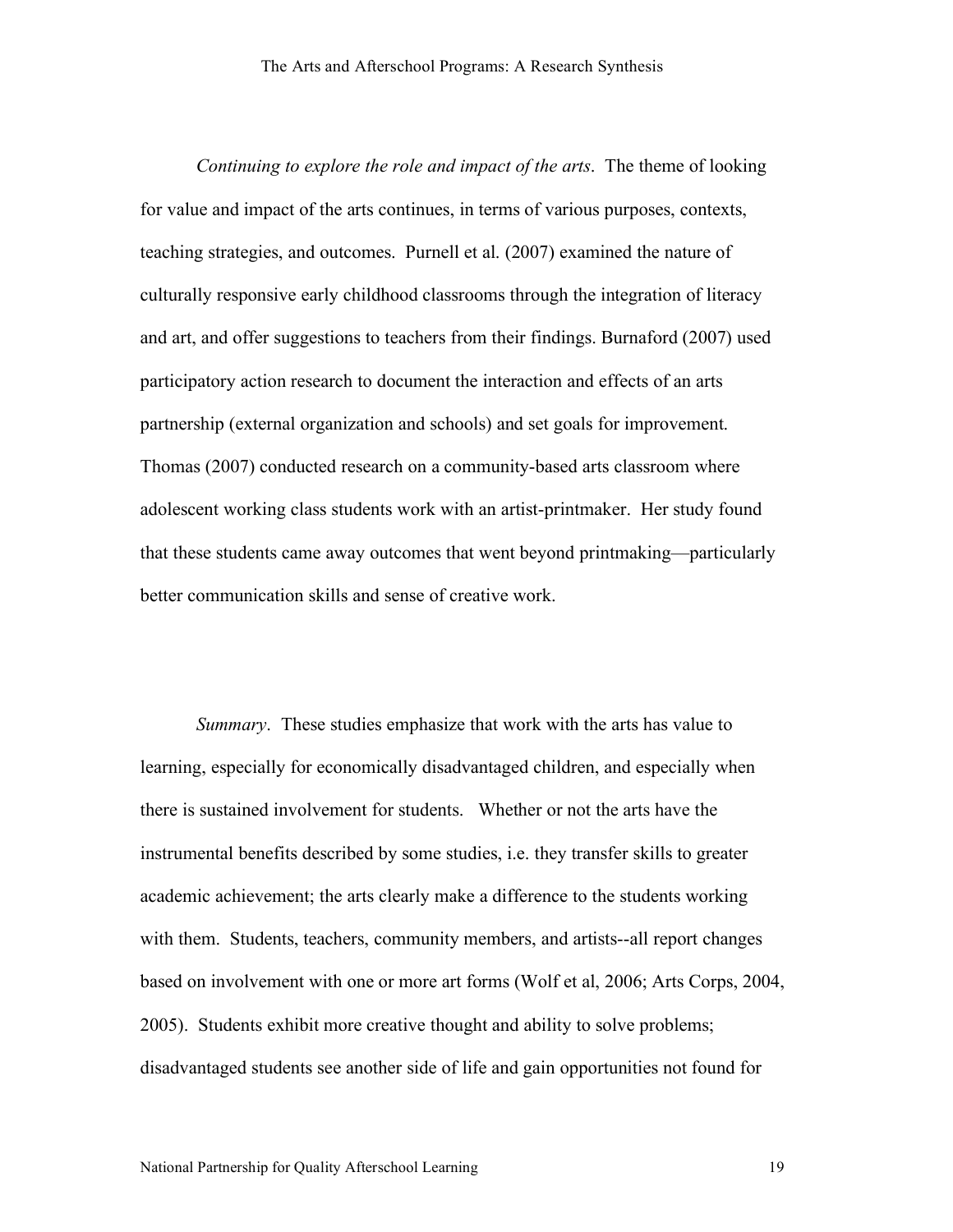*Continuing to explore the role and impact of the arts*. The theme of looking for value and impact of the arts continues, in terms of various purposes, contexts, teaching strategies, and outcomes. Purnell et al. (2007) examined the nature of culturally responsive early childhood classrooms through the integration of literacy and art, and offer suggestions to teachers from their findings. Burnaford (2007) used participatory action research to document the interaction and effects of an arts partnership (external organization and schools) and set goals for improvement. Thomas (2007) conducted research on a community-based arts classroom where adolescent working class students work with an artist-printmaker. Her study found that these students came away outcomes that went beyond printmaking—particularly better communication skills and sense of creative work.

*Summary*. These studies emphasize that work with the arts has value to learning, especially for economically disadvantaged children, and especially when there is sustained involvement for students. Whether or not the arts have the instrumental benefits described by some studies, i.e. they transfer skills to greater academic achievement; the arts clearly make a difference to the students working with them. Students, teachers, community members, and artists--all report changes based on involvement with one or more art forms (Wolf et al, 2006; Arts Corps, 2004, 2005). Students exhibit more creative thought and ability to solve problems; disadvantaged students see another side of life and gain opportunities not found for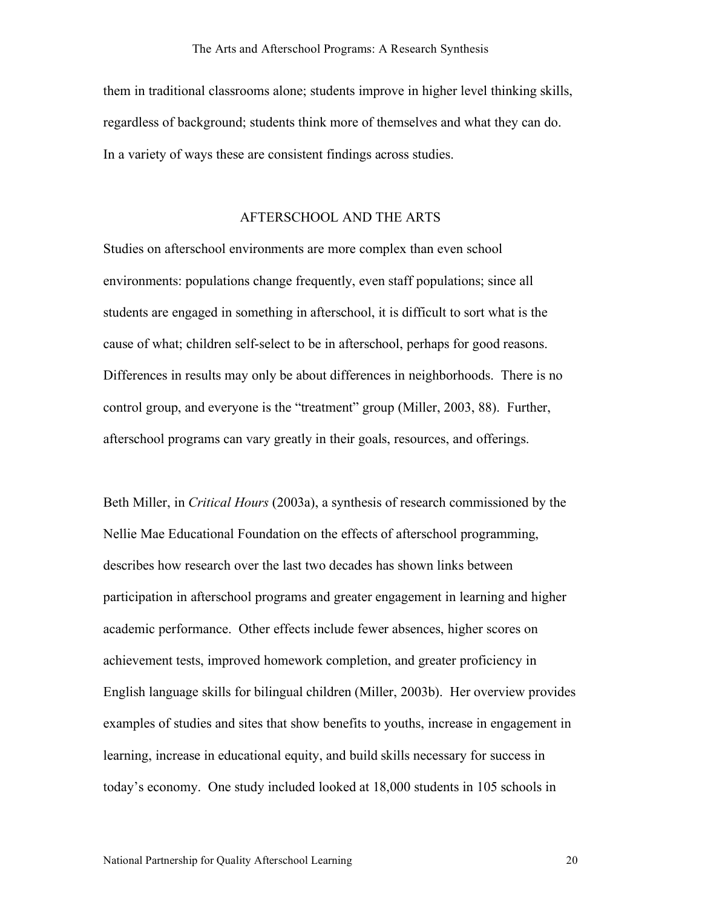them in traditional classrooms alone; students improve in higher level thinking skills, regardless of background; students think more of themselves and what they can do. In a variety of ways these are consistent findings across studies.

## AFTERSCHOOL AND THE ARTS

Studies on afterschool environments are more complex than even school environments: populations change frequently, even staff populations; since all students are engaged in something in afterschool, it is difficult to sort what is the cause of what; children self-select to be in afterschool, perhaps for good reasons. Differences in results may only be about differences in neighborhoods. There is no control group, and everyone is the "treatment" group (Miller, 2003, 88). Further, afterschool programs can vary greatly in their goals, resources, and offerings.

Beth Miller, in *Critical Hours* (2003a), a synthesis of research commissioned by the Nellie Mae Educational Foundation on the effects of afterschool programming, describes how research over the last two decades has shown links between participation in afterschool programs and greater engagement in learning and higher academic performance. Other effects include fewer absences, higher scores on achievement tests, improved homework completion, and greater proficiency in English language skills for bilingual children (Miller, 2003b). Her overview provides examples of studies and sites that show benefits to youths, increase in engagement in learning, increase in educational equity, and build skills necessary for success in today's economy. One study included looked at 18,000 students in 105 schools in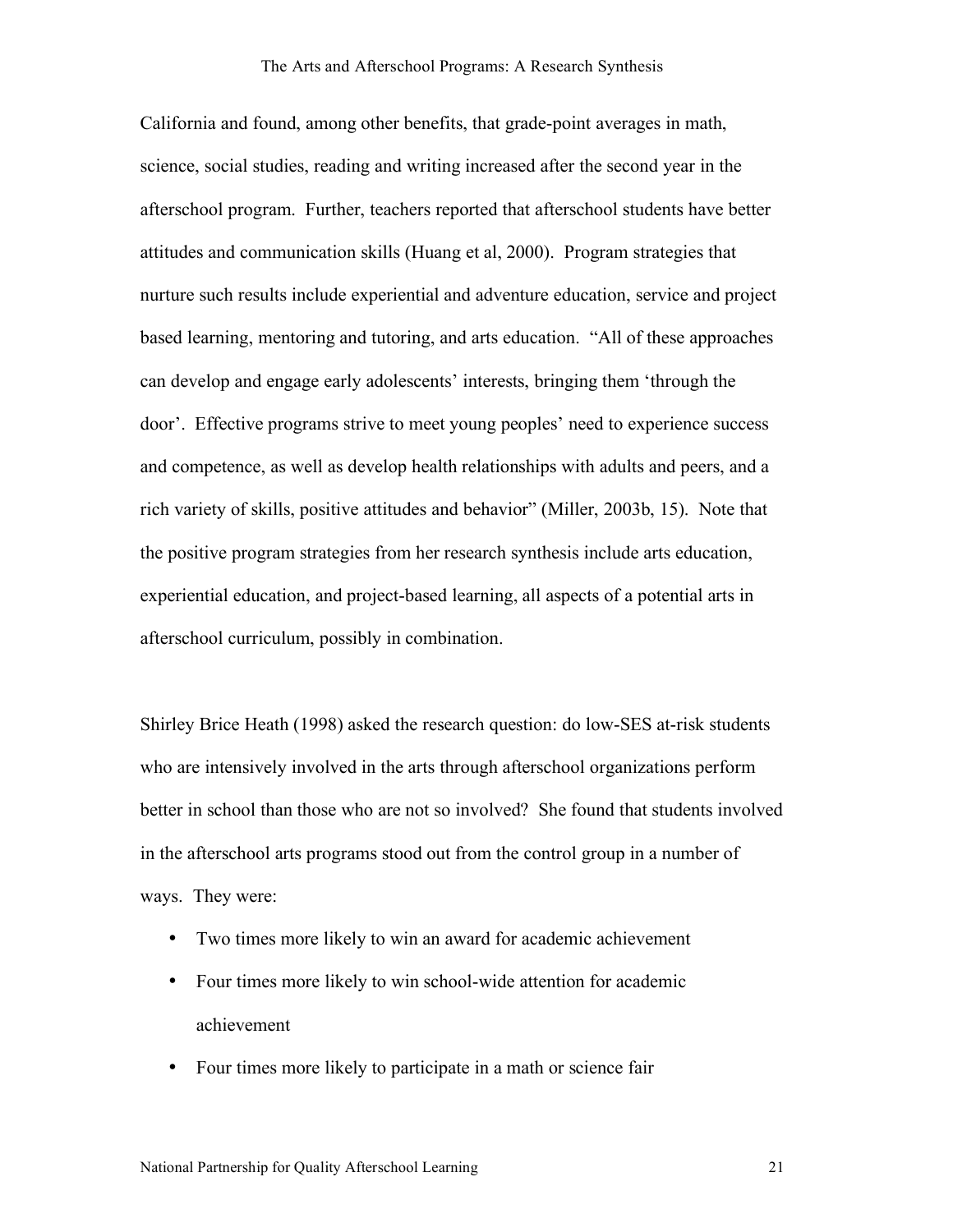California and found, among other benefits, that grade-point averages in math, science, social studies, reading and writing increased after the second year in the afterschool program. Further, teachers reported that afterschool students have better attitudes and communication skills (Huang et al, 2000). Program strategies that nurture such results include experiential and adventure education, service and project based learning, mentoring and tutoring, and arts education. "All of these approaches can develop and engage early adolescents' interests, bringing them 'through the door'. Effective programs strive to meet young peoples' need to experience success and competence, as well as develop health relationships with adults and peers, and a rich variety of skills, positive attitudes and behavior" (Miller, 2003b, 15). Note that the positive program strategies from her research synthesis include arts education, experiential education, and project-based learning, all aspects of a potential arts in afterschool curriculum, possibly in combination.

Shirley Brice Heath (1998) asked the research question: do low-SES at-risk students who are intensively involved in the arts through afterschool organizations perform better in school than those who are not so involved? She found that students involved in the afterschool arts programs stood out from the control group in a number of ways. They were:

- Two times more likely to win an award for academic achievement
- Four times more likely to win school-wide attention for academic achievement
- Four times more likely to participate in a math or science fair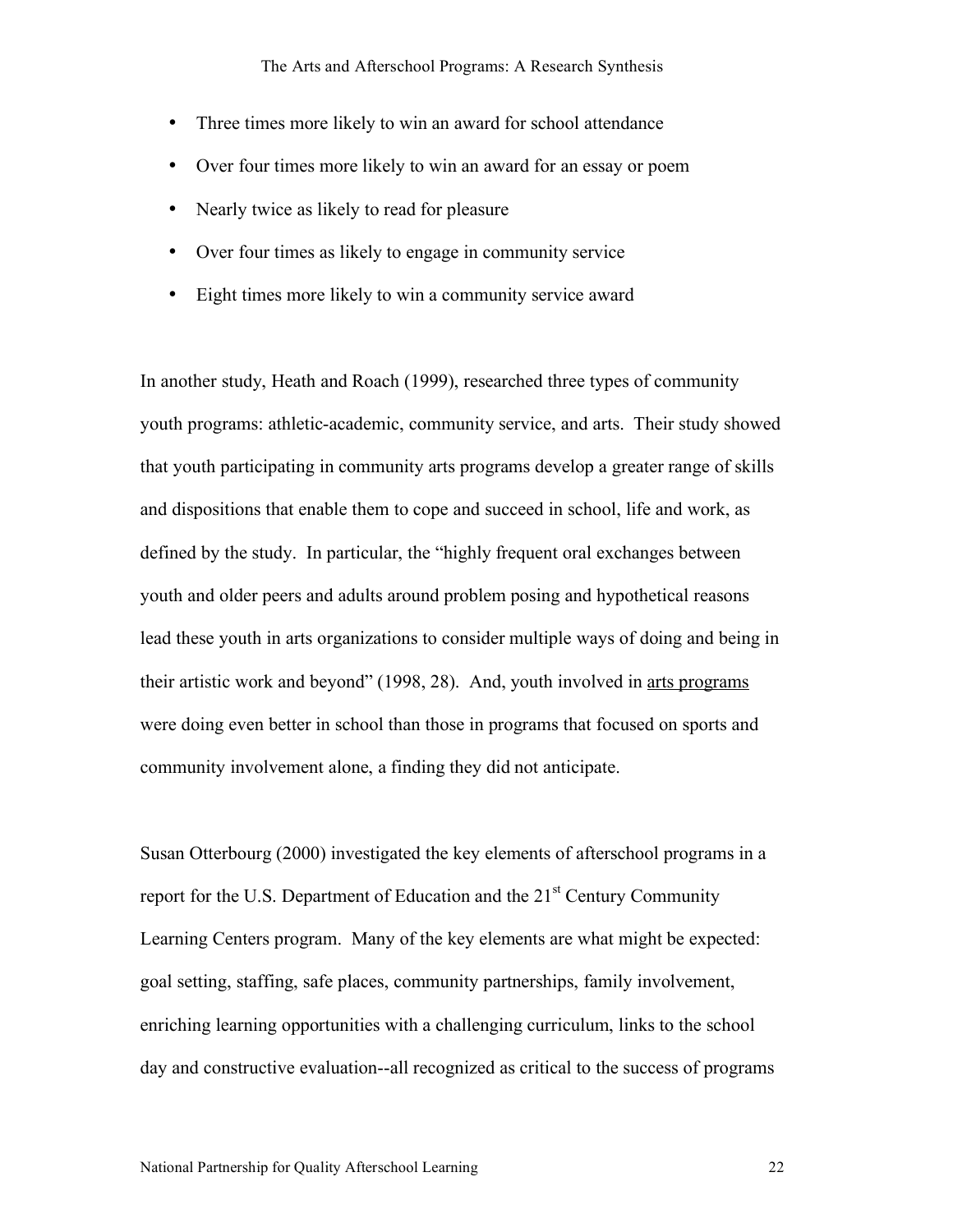- Three times more likely to win an award for school attendance
- Over four times more likely to win an award for an essay or poem
- Nearly twice as likely to read for pleasure
- Over four times as likely to engage in community service
- Eight times more likely to win a community service award

In another study, Heath and Roach (1999), researched three types of community youth programs: athletic-academic, community service, and arts. Their study showed that youth participating in community arts programs develop a greater range of skills and dispositions that enable them to cope and succeed in school, life and work, as defined by the study. In particular, the "highly frequent oral exchanges between youth and older peers and adults around problem posing and hypothetical reasons lead these youth in arts organizations to consider multiple ways of doing and being in their artistic work and beyond" (1998, 28). And, youth involved in <u>arts programs</u> were doing even better in school than those in programs that focused on sports and community involvement alone, a finding they did not anticipate.

Susan Otterbourg (2000) investigated the key elements of afterschool programs in a report for the U.S. Department of Education and the 21st Century Community Learning Centers program. Many of the key elements are what might be expected: goal setting, staffing, safe places, community partnerships, family involvement, enriching learning opportunities with a challenging curriculum, links to the school day and constructive evaluation--all recognized as critical to the success of programs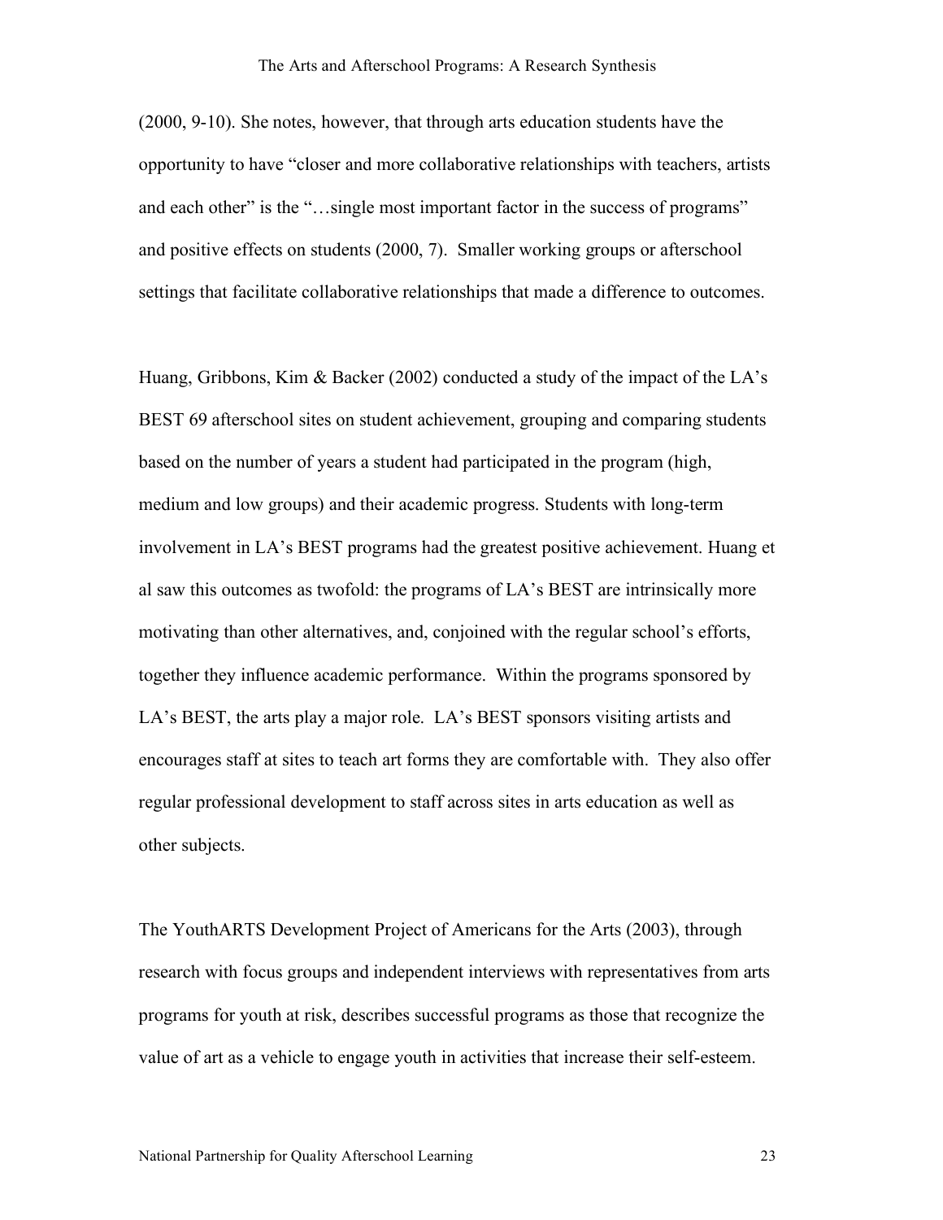(2000, 9-10). She notes, however, that through arts education students have the opportunity to have "closer and more collaborative relationships with teachers, artists and each other" is the "…single most important factor in the success of programs" and positive effects on students (2000, 7). Smaller working groups or afterschool settings that facilitate collaborative relationships that made a difference to outcomes.

Huang, Gribbons, Kim & Backer (2002) conducted a study of the impact of the LA's BEST 69 afterschool sites on student achievement, grouping and comparing students based on the number of years a student had participated in the program (high, medium and low groups) and their academic progress. Students with long-term involvement in LA's BEST programs had the greatest positive achievement. Huang et al saw this outcomes as twofold: the programs of LA's BEST are intrinsically more motivating than other alternatives, and, conjoined with the regular school's efforts, together they influence academic performance. Within the programs sponsored by LA's BEST, the arts play a major role. LA's BEST sponsors visiting artists and encourages staff at sites to teach art forms they are comfortable with. They also offer regular professional development to staff across sites in arts education as well as other subjects.

The YouthARTS Development Project of Americans for the Arts (2003), through research with focus groups and independent interviews with representatives from arts programs for youth at risk, describes successful programs as those that recognize the value of art as a vehicle to engage youth in activities that increase their self-esteem.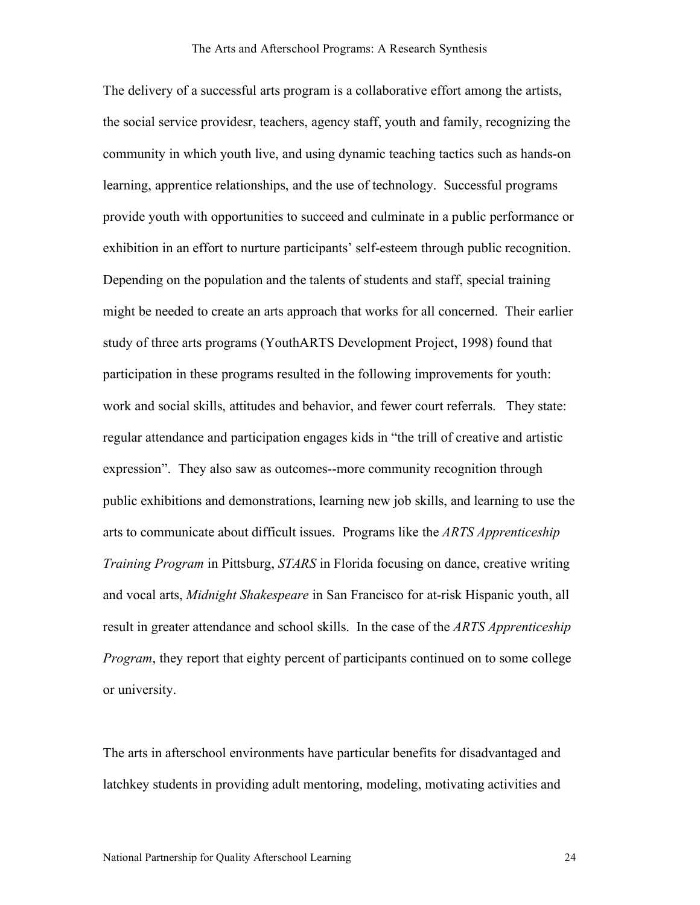The delivery of a successful arts program is a collaborative effort among the artists, the social service providesr, teachers, agency staff, youth and family, recognizing the community in which youth live, and using dynamic teaching tactics such as hands-on learning, apprentice relationships, and the use of technology. Successful programs provide youth with opportunities to succeed and culminate in a public performance or exhibition in an effort to nurture participants' self-esteem through public recognition. Depending on the population and the talents of students and staff, special training might be needed to create an arts approach that works for all concerned. Their earlier study of three arts programs (YouthARTS Development Project, 1998) found that participation in these programs resulted in the following improvements for youth: work and social skills, attitudes and behavior, and fewer court referrals. They state: regular attendance and participation engages kids in "the trill of creative and artistic expression". They also saw as outcomes--more community recognition through public exhibitions and demonstrations, learning new job skills, and learning to use the arts to communicate about difficult issues. Programs like the *ARTS Apprenticeship Training Program* in Pittsburg, *STARS* in Florida focusing on dance, creative writing and vocal arts, *Midnight Shakespeare* in San Francisco for at-risk Hispanic youth, all result in greater attendance and school skills. In the case of the *ARTS Apprenticeship Program*, they report that eighty percent of participants continued on to some college or university.

The arts in afterschool environments have particular benefits for disadvantaged and latchkey students in providing adult mentoring, modeling, motivating activities and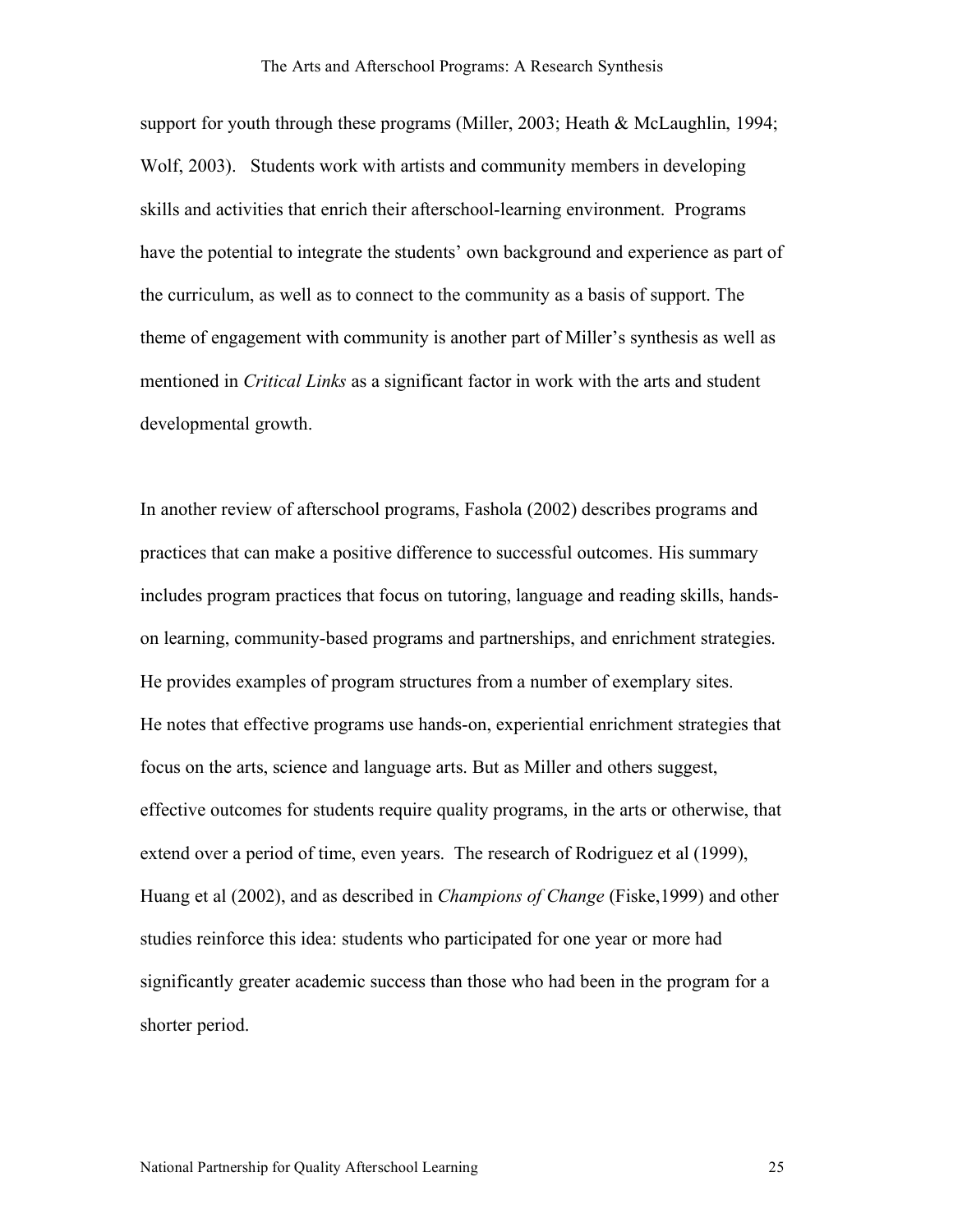support for youth through these programs (Miller, 2003; Heath & McLaughlin, 1994; Wolf, 2003). Students work with artists and community members in developing skills and activities that enrich their afterschool-learning environment. Programs have the potential to integrate the students' own background and experience as part of the curriculum, as well as to connect to the community as a basis of support. The theme of engagement with community is another part of Miller's synthesis as well as mentioned in *Critical Links* as a significant factor in work with the arts and student developmental growth.

In another review of afterschool programs, Fashola (2002) describes programs and practices that can make a positive difference to successful outcomes. His summary includes program practices that focus on tutoring, language and reading skills, hands-on learning, community-based programs and partnerships, and enrichment strategies. He provides examples of program structures from a number of exemplary sites. He notes that effective programs use hands-on, experiential enrichment strategies that focus on the arts, science and language arts. But as Miller and others suggest, effective outcomes for students require quality programs, in the arts or otherwise, that extend over a period of time, even years. The research of Rodriguez et al (1999), Huang et al (2002), and as described in *Champions of Change* (Fiske,1999) and other studies reinforce this idea: students who participated for one year or more had significantly greater academic success than those who had been in the program for a shorter period.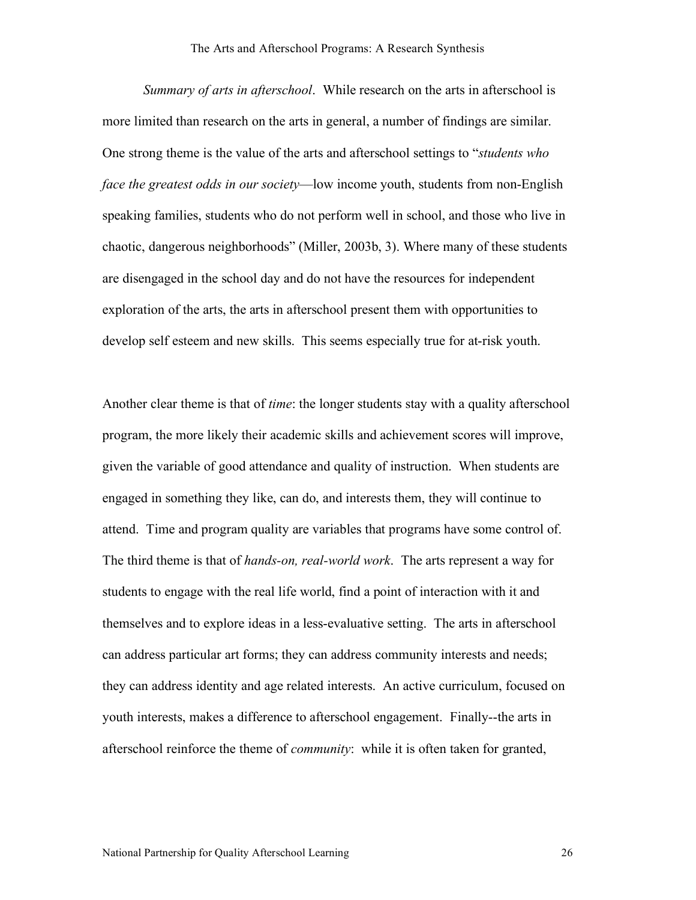*Summary of arts in afterschool*. While research on the arts in afterschool is more limited than research on the arts in general, a number of findings are similar. One strong theme is the value of the arts and afterschool settings to "*students who face the greatest odds in our society*—low income youth, students from non-English speaking families, students who do not perform well in school, and those who live in chaotic, dangerous neighborhoods" (Miller, 2003b, 3). Where many of these students are disengaged in the school day and do not have the resources for independent exploration of the arts, the arts in afterschool present them with opportunities to develop self esteem and new skills. This seems especially true for at-risk youth.

Another clear theme is that of *time*: the longer students stay with a quality afterschool program, the more likely their academic skills and achievement scores will improve, given the variable of good attendance and quality of instruction. When students are engaged in something they like, can do, and interests them, they will continue to attend. Time and program quality are variables that programs have some control of. The third theme is that of *hands-on, real-world work*. The arts represent a way for students to engage with the real life world, find a point of interaction with it and themselves and to explore ideas in a less-evaluative setting. The arts in afterschool can address particular art forms; they can address community interests and needs; they can address identity and age related interests. An active curriculum, focused on youth interests, makes a difference to afterschool engagement. Finally--the arts in afterschool reinforce the theme of *community*: while it is often taken for granted,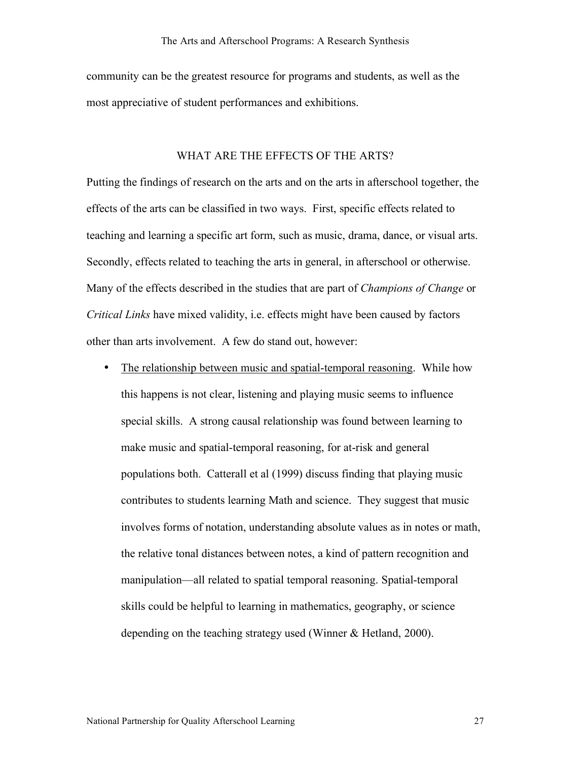community can be the greatest resource for programs and students, as well as the most appreciative of student performances and exhibitions.

## WHAT ARE THE EFFECTS OF THE ARTS?

Putting the findings of research on the arts and on the arts in afterschool together, the effects of the arts can be classified in two ways. First, specific effects related to teaching and learning a specific art form, such as music, drama, dance, or visual arts. Secondly, effects related to teaching the arts in general, in afterschool or otherwise. Many of the effects described in the studies that are part of *Champions of Change* or *Critical Links* have mixed validity, i.e. effects might have been caused by factors other than arts involvement. A few do stand out, however:

- <u>The relationship between music and spatial-temporal reasoning</u>. While how this happens is not clear, listening and playing music seems to influence special skills. A strong causal relationship was found between learning to make music and spatial-temporal reasoning, for at-risk and general populations both. Catterall et al (1999) discuss finding that playing music contributes to students learning Math and science. They suggest that music involves forms of notation, understanding absolute values as in notes or math, the relative tonal distances between notes, a kind of pattern recognition and manipulation—all related to spatial temporal reasoning. Spatial-temporal skills could be helpful to learning in mathematics, geography, or science depending on the teaching strategy used (Winner & Hetland, 2000).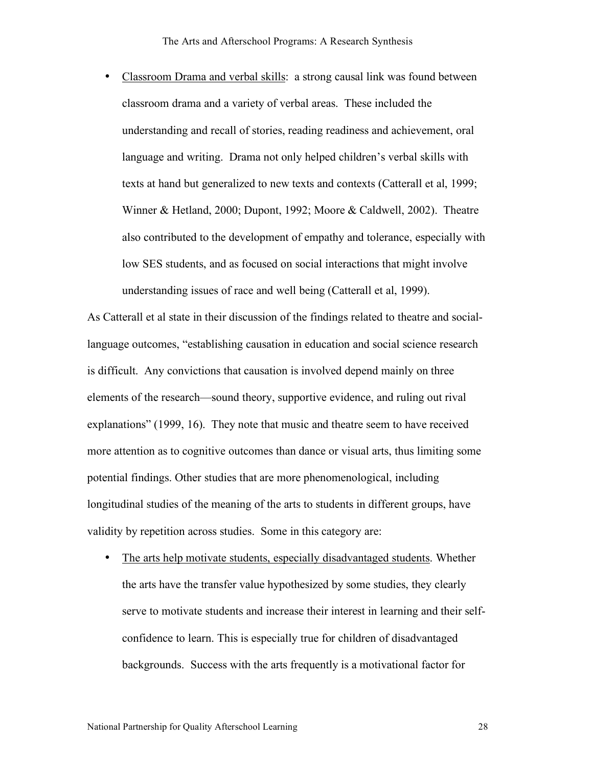- Classroom Drama and verbal skills: a strong causal link was found between classroom drama and a variety of verbal areas. These included the understanding and recall of stories, reading readiness and achievement, oral language and writing. Drama not only helped children's verbal skills with texts at hand but generalized to new texts and contexts (Catterall et al, 1999; Winner & Hetland, 2000; Dupont, 1992; Moore & Caldwell, 2002). Theatre also contributed to the development of empathy and tolerance, especially with low SES students, and as focused on social interactions that might involve understanding issues of race and well being (Catterall et al, 1999).

As Catterall et al state in their discussion of the findings related to theatre and social-language outcomes, "establishing causation in education and social science research is difficult. Any convictions that causation is involved depend mainly on three elements of the research—sound theory, supportive evidence, and ruling out rival explanations" (1999, 16). They note that music and theatre seem to have received more attention as to cognitive outcomes than dance or visual arts, thus limiting some potential findings. Other studies that are more phenomenological, including longitudinal studies of the meaning of the arts to students in different groups, have validity by repetition across studies. Some in this category are:

- The arts help motivate students, especially disadvantaged students. Whether the arts have the transfer value hypothesized by some studies, they clearly serve to motivate students and increase their interest in learning and their self-confidence to learn. This is especially true for children of disadvantaged backgrounds. Success with the arts frequently is a motivational factor for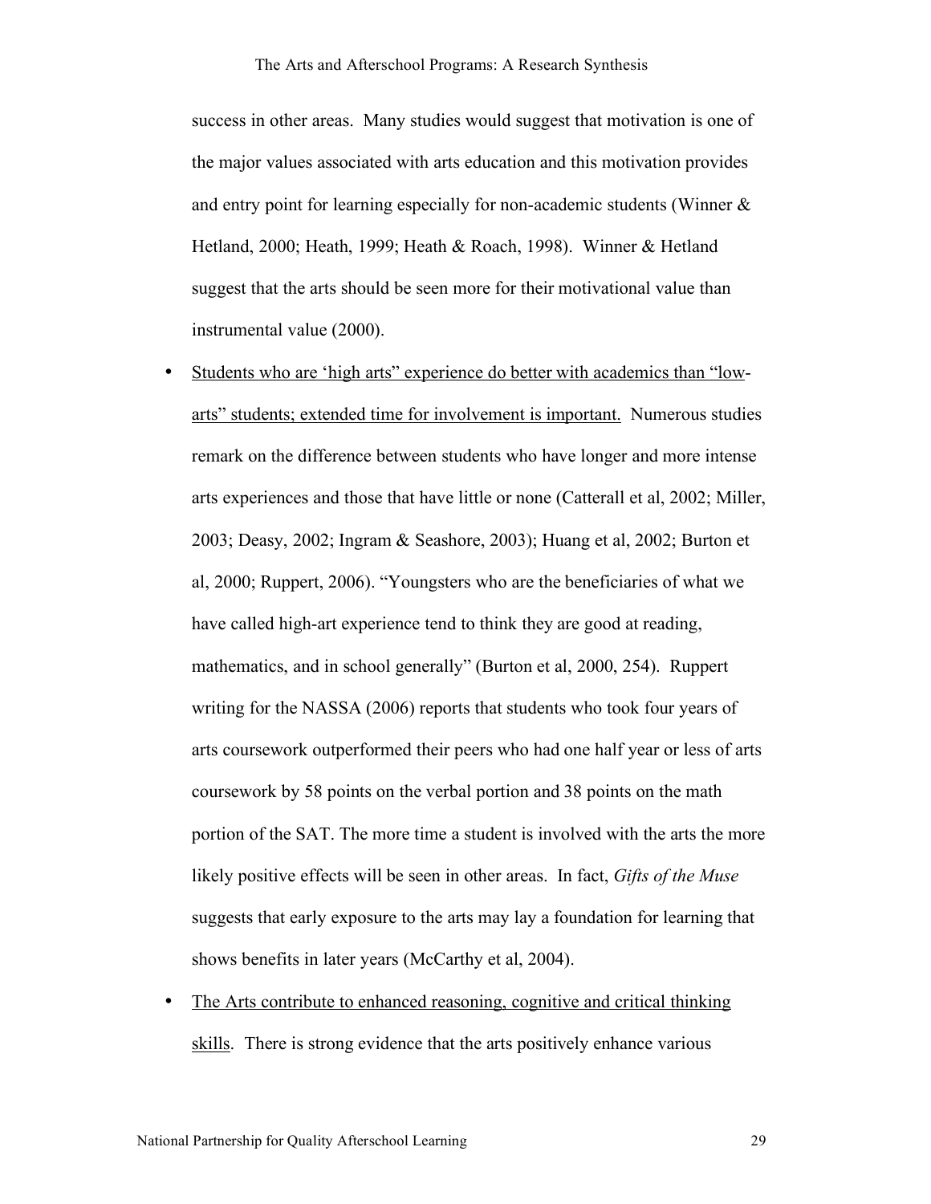success in other areas. Many studies would suggest that motivation is one of the major values associated with arts education and this motivation provides and entry point for learning especially for non-academic students (Winner & Hetland, 2000; Heath, 1999; Heath & Roach, 1998). Winner & Hetland suggest that the arts should be seen more for their motivational value than instrumental value (2000).

- <u>Students who are 'high arts" experience do better with academics than "low-arts" students; extended time for involvement is important.</u> Numerous studies remark on the difference between students who have longer and more intense arts experiences and those that have little or none (Catterall et al, 2002; Miller, 2003; Deasy, 2002; Ingram & Seashore, 2003); Huang et al, 2002; Burton et al, 2000; Ruppert, 2006). "Youngsters who are the beneficiaries of what we have called high-art experience tend to think they are good at reading, mathematics, and in school generally" (Burton et al, 2000, 254). Ruppert writing for the NASSA (2006) reports that students who took four years of arts coursework outperformed their peers who had one half year or less of arts coursework by 58 points on the verbal portion and 38 points on the math portion of the SAT. The more time a student is involved with the arts the more likely positive effects will be seen in other areas. In fact, *Gifts of the Muse* suggests that early exposure to the arts may lay a foundation for learning that shows benefits in later years (McCarthy et al, 2004).
- <u>The Arts contribute to enhanced reasoning, cognitive and critical thinking skills</u>. There is strong evidence that the arts positively enhance various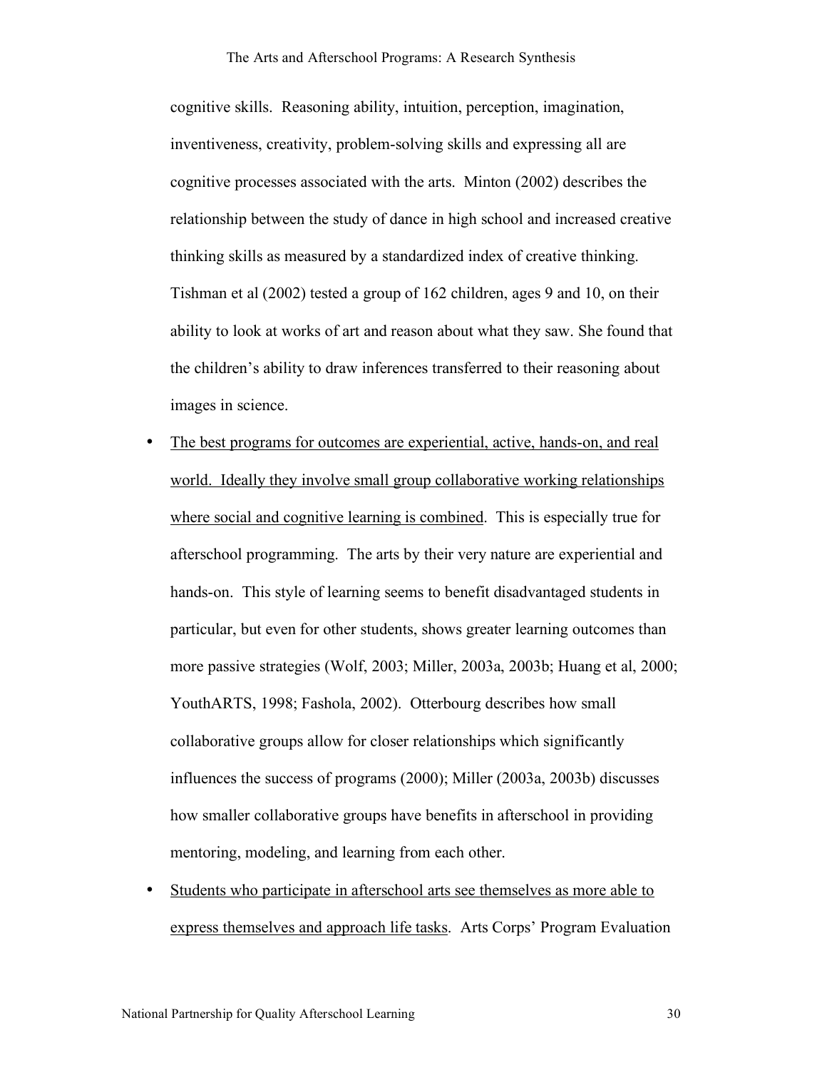cognitive skills. Reasoning ability, intuition, perception, imagination, inventiveness, creativity, problem-solving skills and expressing all are cognitive processes associated with the arts. Minton (2002) describes the relationship between the study of dance in high school and increased creative thinking skills as measured by a standardized index of creative thinking. Tishman et al (2002) tested a group of 162 children, ages 9 and 10, on their ability to look at works of art and reason about what they saw. She found that the children's ability to draw inferences transferred to their reasoning about images in science.

- <u>The best programs for outcomes are experiential, active, hands-on, and real world. Ideally they involve small group collaborative working relationships where social and cognitive learning is combined</u>. This is especially true for afterschool programming. The arts by their very nature are experiential and hands-on. This style of learning seems to benefit disadvantaged students in particular, but even for other students, shows greater learning outcomes than more passive strategies (Wolf, 2003; Miller, 2003a, 2003b; Huang et al, 2000; YouthARTS, 1998; Fashola, 2002). Otterbourg describes how small collaborative groups allow for closer relationships which significantly influences the success of programs (2000); Miller (2003a, 2003b) discusses how smaller collaborative groups have benefits in afterschool in providing mentoring, modeling, and learning from each other.
- <u>Students who participate in afterschool arts see themselves as more able to express themselves and approach life tasks</u>. Arts Corps' Program Evaluation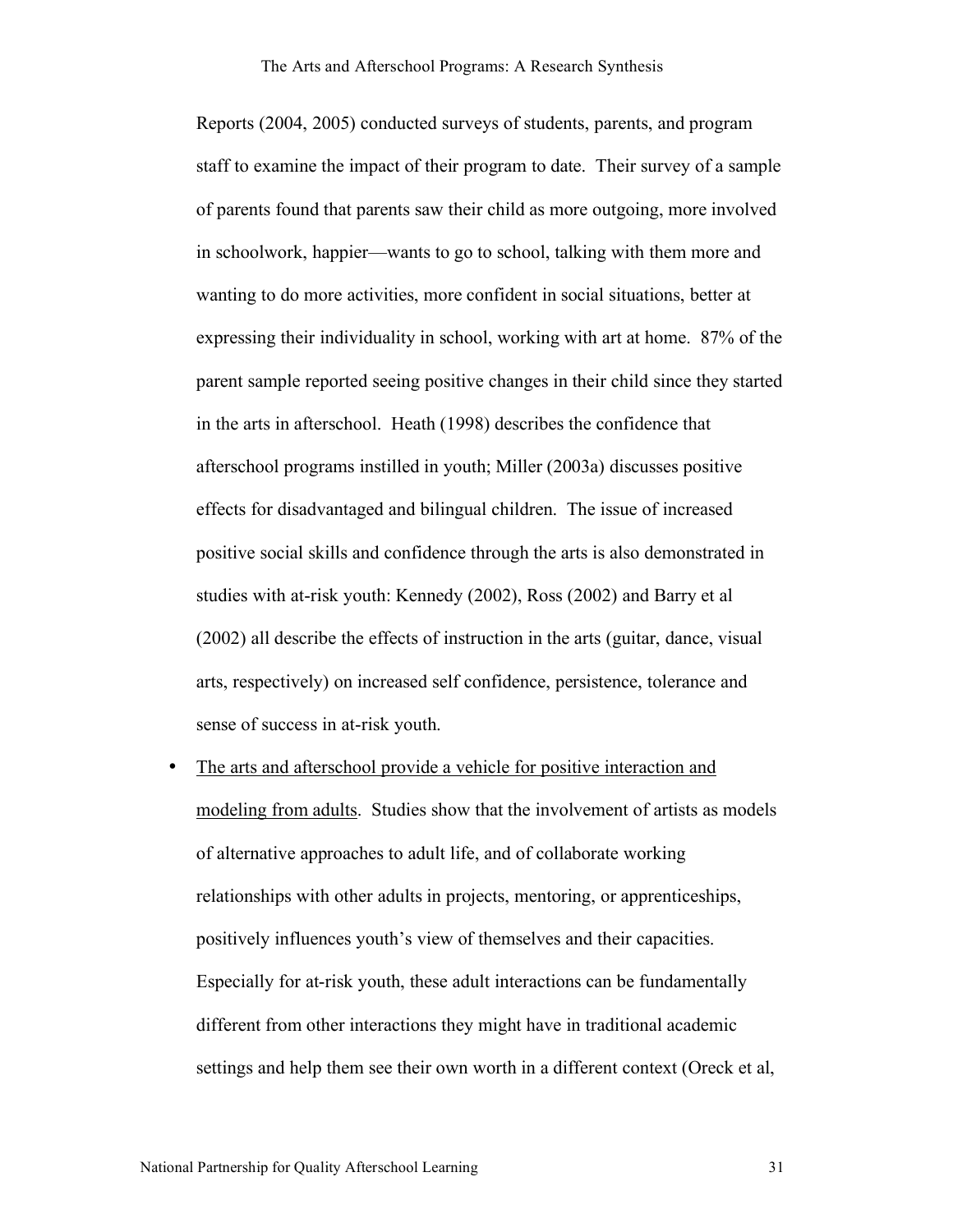Reports (2004, 2005) conducted surveys of students, parents, and program staff to examine the impact of their program to date. Their survey of a sample of parents found that parents saw their child as more outgoing, more involved in schoolwork, happier—wants to go to school, talking with them more and wanting to do more activities, more confident in social situations, better at expressing their individuality in school, working with art at home. 87% of the parent sample reported seeing positive changes in their child since they started in the arts in afterschool. Heath (1998) describes the confidence that afterschool programs instilled in youth; Miller (2003a) discusses positive effects for disadvantaged and bilingual children. The issue of increased positive social skills and confidence through the arts is also demonstrated in studies with at-risk youth: Kennedy (2002), Ross (2002) and Barry et al (2002) all describe the effects of instruction in the arts (guitar, dance, visual arts, respectively) on increased self confidence, persistence, tolerance and sense of success in at-risk youth.

- <u>The arts and afterschool provide a vehicle for positive interaction and modeling from adults</u>. Studies show that the involvement of artists as models of alternative approaches to adult life, and of collaborate working relationships with other adults in projects, mentoring, or apprenticeships, positively influences youth's view of themselves and their capacities. Especially for at-risk youth, these adult interactions can be fundamentally different from other interactions they might have in traditional academic settings and help them see their own worth in a different context (Oreck et al,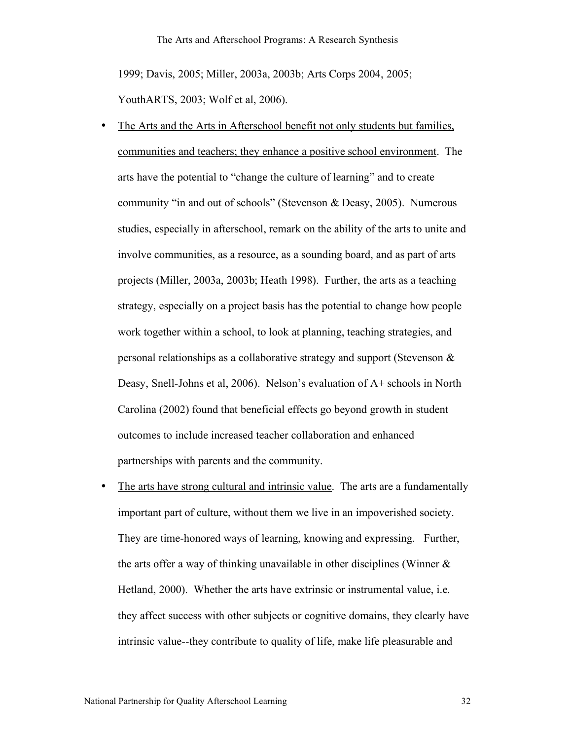1999; Davis, 2005; Miller, 2003a, 2003b; Arts Corps 2004, 2005; YouthARTS, 2003; Wolf et al, 2006).

- <u>The Arts and the Arts in Afterschool benefit not only students but families, communities and teachers; they enhance a positive school environment</u>. The arts have the potential to "change the culture of learning" and to create community "in and out of schools" (Stevenson & Deasy, 2005). Numerous studies, especially in afterschool, remark on the ability of the arts to unite and involve communities, as a resource, as a sounding board, and as part of arts projects (Miller, 2003a, 2003b; Heath 1998). Further, the arts as a teaching strategy, especially on a project basis has the potential to change how people work together within a school, to look at planning, teaching strategies, and personal relationships as a collaborative strategy and support (Stevenson & Deasy, Snell-Johns et al, 2006). Nelson's evaluation of A+ schools in North Carolina (2002) found that beneficial effects go beyond growth in student outcomes to include increased teacher collaboration and enhanced partnerships with parents and the community.
- <u>The arts have strong cultural and intrinsic value</u>. The arts are a fundamentally important part of culture, without them we live in an impoverished society. They are time-honored ways of learning, knowing and expressing. Further, the arts offer a way of thinking unavailable in other disciplines (Winner & Hetland, 2000). Whether the arts have extrinsic or instrumental value, i.e. they affect success with other subjects or cognitive domains, they clearly have intrinsic value--they contribute to quality of life, make life pleasurable and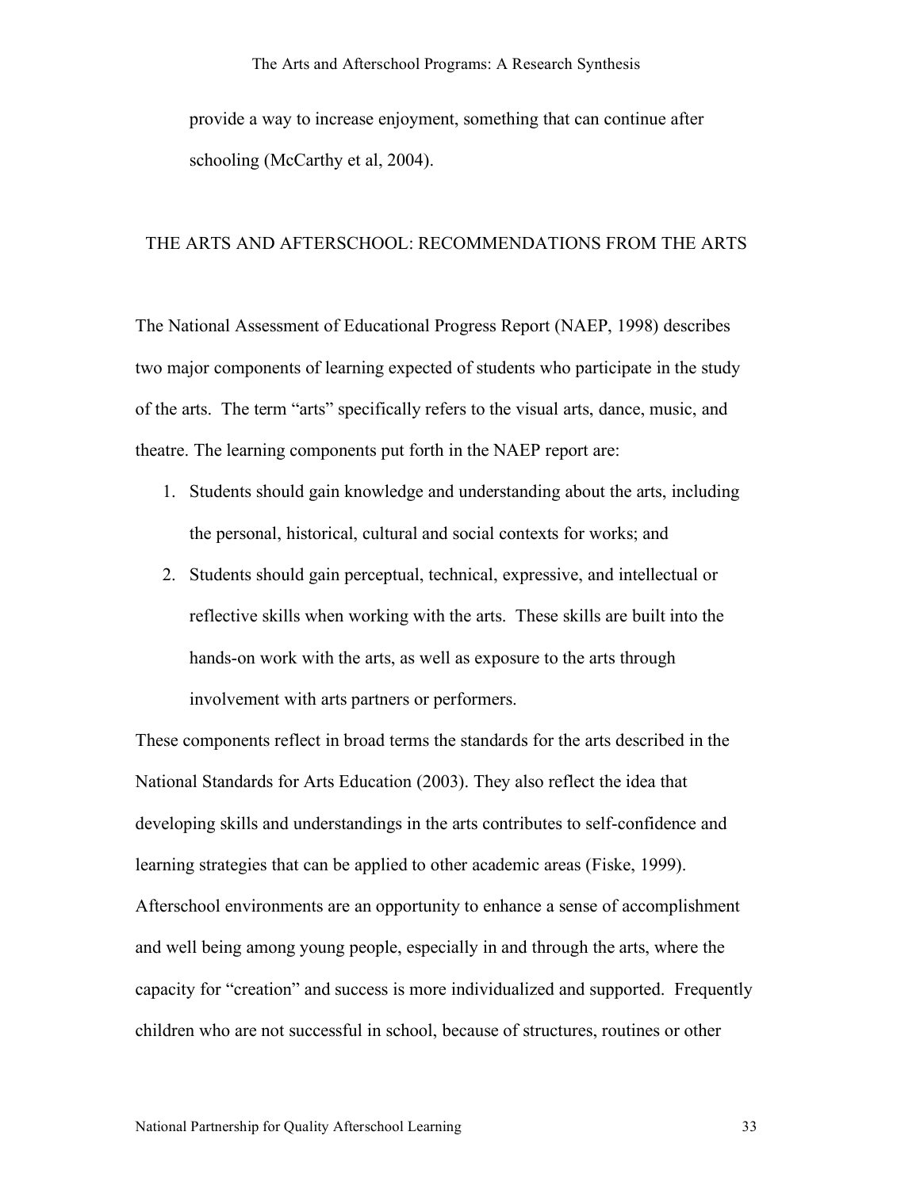provide a way to increase enjoyment, something that can continue after schooling (McCarthy et al, 2004).

## THE ARTS AND AFTERSCHOOL: RECOMMENDATIONS FROM THE ARTS

The National Assessment of Educational Progress Report (NAEP, 1998) describes two major components of learning expected of students who participate in the study of the arts. The term "arts" specifically refers to the visual arts, dance, music, and theatre. The learning components put forth in the NAEP report are:

1. Students should gain knowledge and understanding about the arts, including the personal, historical, cultural and social contexts for works; and
2. Students should gain perceptual, technical, expressive, and intellectual or reflective skills when working with the arts. These skills are built into the hands-on work with the arts, as well as exposure to the arts through involvement with arts partners or performers.

These components reflect in broad terms the standards for the arts described in the National Standards for Arts Education (2003). They also reflect the idea that developing skills and understandings in the arts contributes to self-confidence and learning strategies that can be applied to other academic areas (Fiske, 1999). Afterschool environments are an opportunity to enhance a sense of accomplishment and well being among young people, especially in and through the arts, where the capacity for "creation" and success is more individualized and supported. Frequently children who are not successful in school, because of structures, routines or other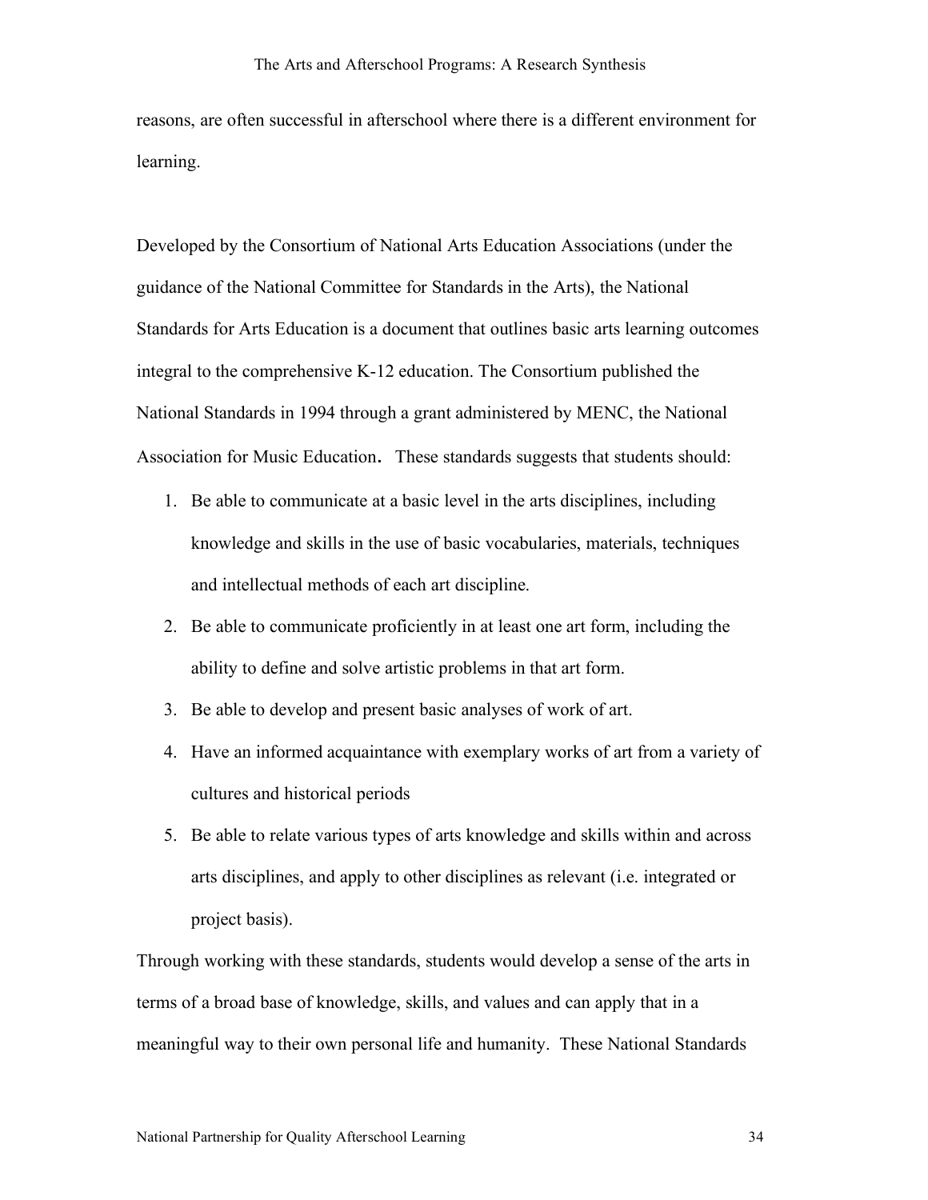reasons, are often successful in afterschool where there is a different environment for learning.

Developed by the Consortium of National Arts Education Associations (under the guidance of the National Committee for Standards in the Arts), the National Standards for Arts Education is a document that outlines basic arts learning outcomes integral to the comprehensive K-12 education. The Consortium published the National Standards in 1994 through a grant administered by MENC, the National Association for Music Education. These standards suggests that students should:

1. Be able to communicate at a basic level in the arts disciplines, including knowledge and skills in the use of basic vocabularies, materials, techniques and intellectual methods of each art discipline.
2. Be able to communicate proficiently in at least one art form, including the ability to define and solve artistic problems in that art form.
3. Be able to develop and present basic analyses of work of art.
4. Have an informed acquaintance with exemplary works of art from a variety of cultures and historical periods
5. Be able to relate various types of arts knowledge and skills within and across arts disciplines, and apply to other disciplines as relevant (i.e. integrated or project basis).

Through working with these standards, students would develop a sense of the arts in terms of a broad base of knowledge, skills, and values and can apply that in a meaningful way to their own personal life and humanity. These National Standards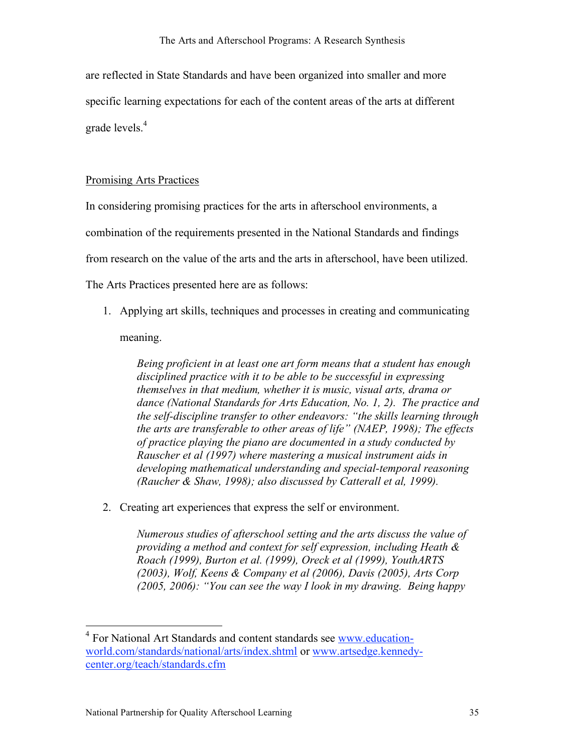are reflected in State Standards and have been organized into smaller and more specific learning expectations for each of the content areas of the arts at different grade levels.[4]

Promising Arts Practices

In considering promising practices for the arts in afterschool environments, a combination of the requirements presented in the National Standards and findings from research on the value of the arts and the arts in afterschool, have been utilized. The Arts Practices presented here are as follows:

1. Applying art skills, techniques and processes in creating and communicating meaning.

   *Being proficient in at least one art form means that a student has enough disciplined practice with it to be able to be successful in expressing themselves in that medium, whether it is music, visual arts, drama or dance (National Standards for Arts Education, No. 1, 2). The practice and the self-discipline transfer to other endeavors: "the skills learning through the arts are transferable to other areas of life" (NAEP, 1998); The effects of practice playing the piano are documented in a study conducted by Rauscher et al (1997) where mastering a musical instrument aids in developing mathematical understanding and special-temporal reasoning (Raucher & Shaw, 1998); also discussed by Catterall et al, 1999).*

2. Creating art experiences that express the self or environment.

   *Numerous studies of afterschool setting and the arts discuss the value of providing a method and context for self expression, including Heath & Roach (1999), Burton et al. (1999), Oreck et al (1999), YouthARTS (2003), Wolf, Keens & Company et al (2006), Davis (2005), Arts Corp (2005, 2006): "You can see the way I look in my drawing. Being happy*

[4] For National Art Standards and content standards see www.education-world.com/standards/national/arts/index.shtml or www.artsedge.kennedy-center.org/teach/standards.cfm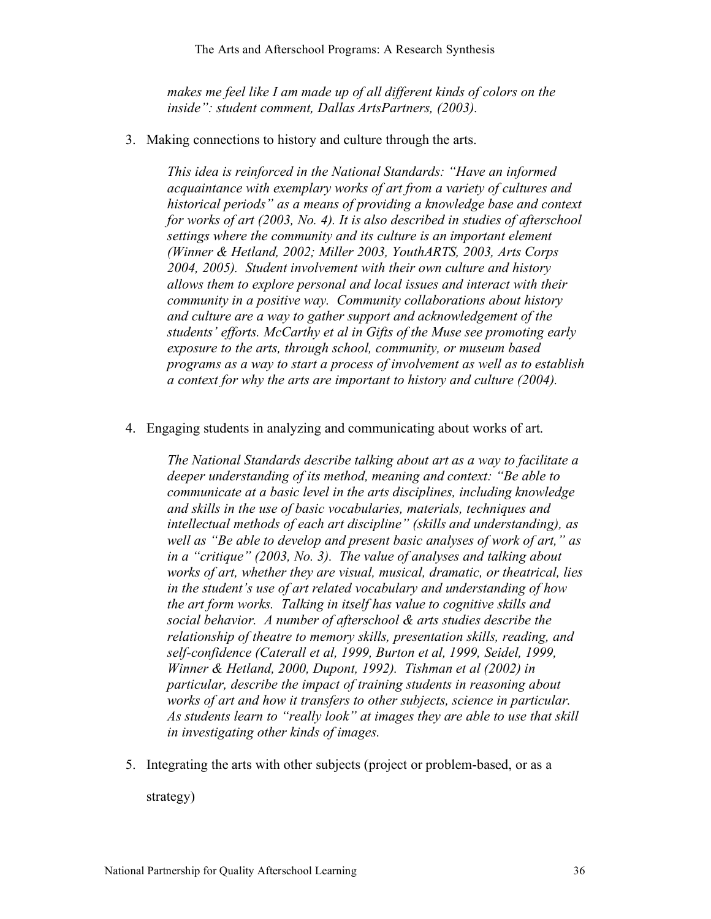*makes me feel like I am made up of all different kinds of colors on the inside": student comment, Dallas ArtsPartners, (2003).*

3. Making connections to history and culture through the arts.

   *This idea is reinforced in the National Standards: "Have an informed acquaintance with exemplary works of art from a variety of cultures and historical periods" as a means of providing a knowledge base and context for works of art (2003, No. 4). It is also described in studies of afterschool settings where the community and its culture is an important element (Winner & Hetland, 2002; Miller 2003, YouthARTS, 2003, Arts Corps 2004, 2005). Student involvement with their own culture and history allows them to explore personal and local issues and interact with their community in a positive way. Community collaborations about history and culture are a way to gather support and acknowledgement of the students' efforts. McCarthy et al in Gifts of the Muse see promoting early exposure to the arts, through school, community, or museum based programs as a way to start a process of involvement as well as to establish a context for why the arts are important to history and culture (2004).*

4. Engaging students in analyzing and communicating about works of art.

   *The National Standards describe talking about art as a way to facilitate a deeper understanding of its method, meaning and context: "Be able to communicate at a basic level in the arts disciplines, including knowledge and skills in the use of basic vocabularies, materials, techniques and intellectual methods of each art discipline" (skills and understanding), as well as "Be able to develop and present basic analyses of work of art," as in a "critique" (2003, No. 3). The value of analyses and talking about works of art, whether they are visual, musical, dramatic, or theatrical, lies in the student's use of art related vocabulary and understanding of how the art form works. Talking in itself has value to cognitive skills and social behavior. A number of afterschool & arts studies describe the relationship of theatre to memory skills, presentation skills, reading, and self-confidence (Caterall et al, 1999, Burton et al, 1999, Seidel, 1999, Winner & Hetland, 2000, Dupont, 1992). Tishman et al (2002) in particular, describe the impact of training students in reasoning about works of art and how it transfers to other subjects, science in particular. As students learn to "really look" at images they are able to use that skill in investigating other kinds of images.*

5. Integrating the arts with other subjects (project or problem-based, or as a strategy)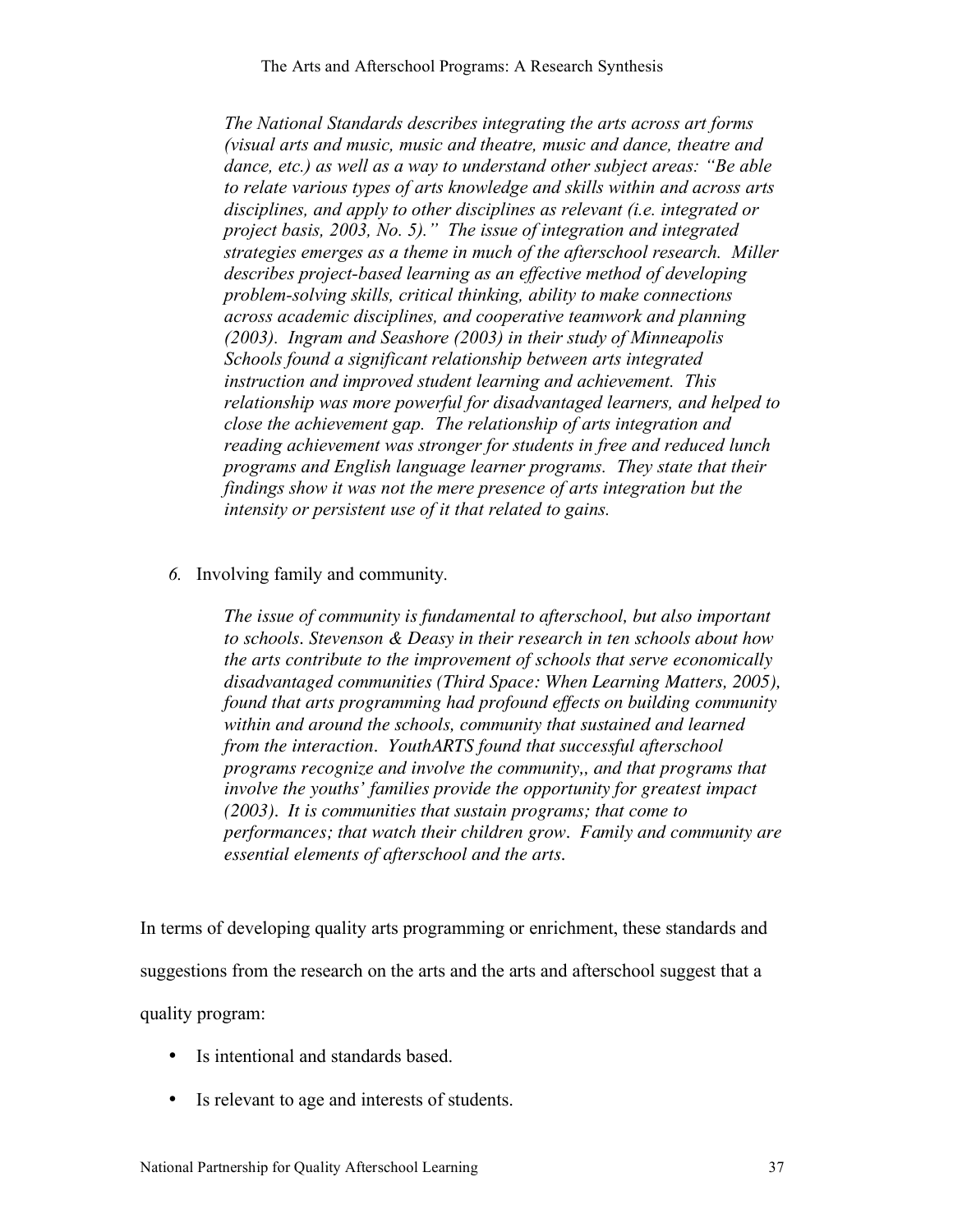*The National Standards describes integrating the arts across art forms (visual arts and music, music and theatre, music and dance, theatre and dance, etc.) as well as a way to understand other subject areas: "Be able to relate various types of arts knowledge and skills within and across arts disciplines, and apply to other disciplines as relevant (i.e. integrated or project basis, 2003, No. 5)." The issue of integration and integrated strategies emerges as a theme in much of the afterschool research. Miller describes project-based learning as an effective method of developing problem-solving skills, critical thinking, ability to make connections across academic disciplines, and cooperative teamwork and planning (2003). Ingram and Seashore (2003) in their study of Minneapolis Schools found a significant relationship between arts integrated instruction and improved student learning and achievement. This relationship was more powerful for disadvantaged learners, and helped to close the achievement gap. The relationship of arts integration and reading achievement was stronger for students in free and reduced lunch programs and English language learner programs. They state that their findings show it was not the mere presence of arts integration but the intensity or persistent use of it that related to gains.*

*6.* Involving family and community.

> *The issue of community is fundamental to afterschool, but also important to schools. Stevenson & Deasy in their research in ten schools about how the arts contribute to the improvement of schools that serve economically disadvantaged communities (Third Space: When Learning Matters, 2005), found that arts programming had profound effects on building community within and around the schools, community that sustained and learned from the interaction. YouthARTS found that successful afterschool programs recognize and involve the community,, and that programs that involve the youths' families provide the opportunity for greatest impact (2003). It is communities that sustain programs; that come to performances; that watch their children grow. Family and community are essential elements of afterschool and the arts.*

In terms of developing quality arts programming or enrichment, these standards and suggestions from the research on the arts and the arts and afterschool suggest that a quality program:

- Is intentional and standards based.
- Is relevant to age and interests of students.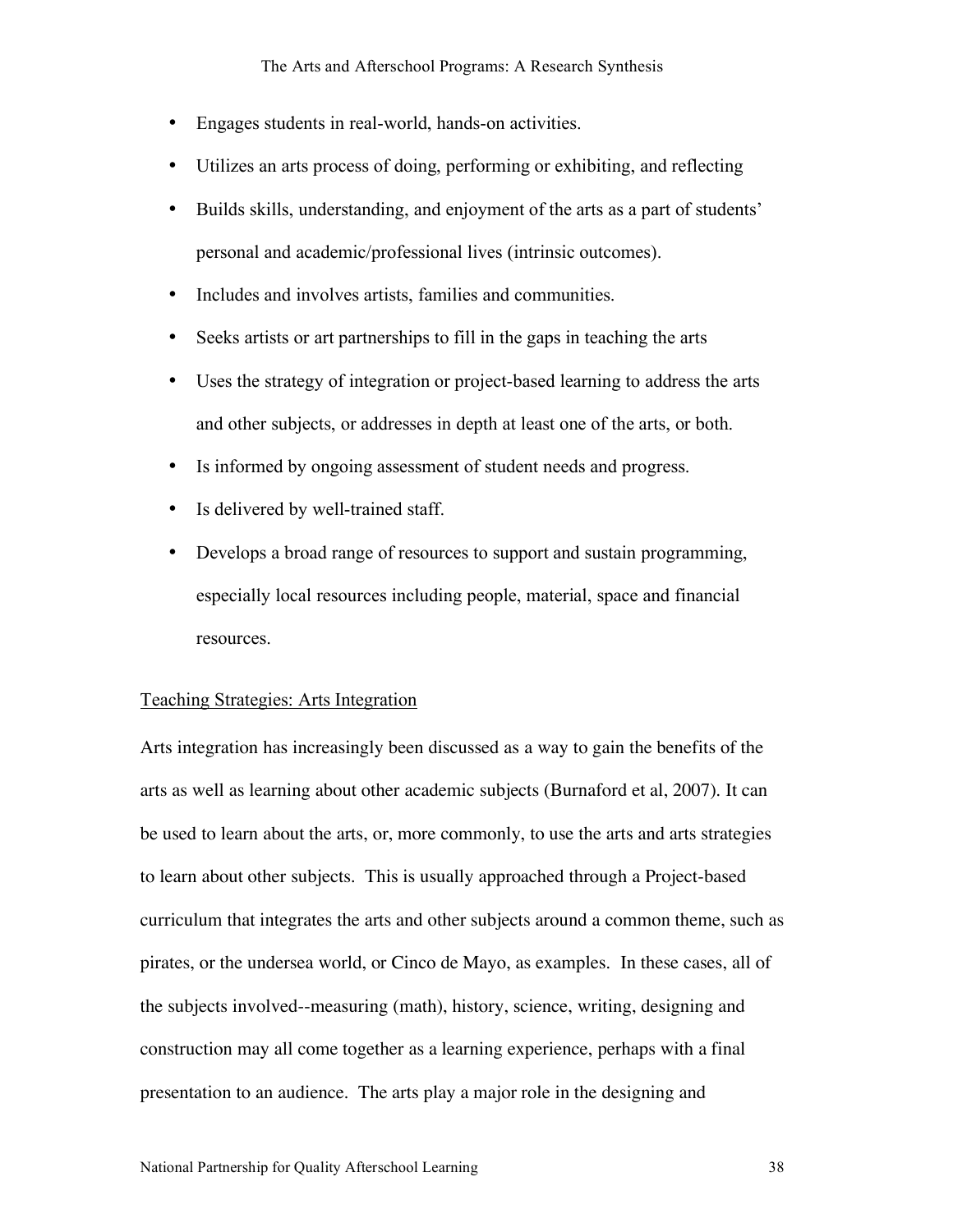- Engages students in real-world, hands-on activities.
- Utilizes an arts process of doing, performing or exhibiting, and reflecting
- Builds skills, understanding, and enjoyment of the arts as a part of students' personal and academic/professional lives (intrinsic outcomes).
- Includes and involves artists, families and communities.
- Seeks artists or art partnerships to fill in the gaps in teaching the arts
- Uses the strategy of integration or project-based learning to address the arts and other subjects, or addresses in depth at least one of the arts, or both.
- Is informed by ongoing assessment of student needs and progress.
- Is delivered by well-trained staff.
- Develops a broad range of resources to support and sustain programming, especially local resources including people, material, space and financial resources.

<u>Teaching Strategies: Arts Integration</u>

Arts integration has increasingly been discussed as a way to gain the benefits of the arts as well as learning about other academic subjects (Burnaford et al, 2007). It can be used to learn about the arts, or, more commonly, to use the arts and arts strategies to learn about other subjects. This is usually approached through a Project-based curriculum that integrates the arts and other subjects around a common theme, such as pirates, or the undersea world, or Cinco de Mayo, as examples. In these cases, all of the subjects involved--measuring (math), history, science, writing, designing and construction may all come together as a learning experience, perhaps with a final presentation to an audience. The arts play a major role in the designing and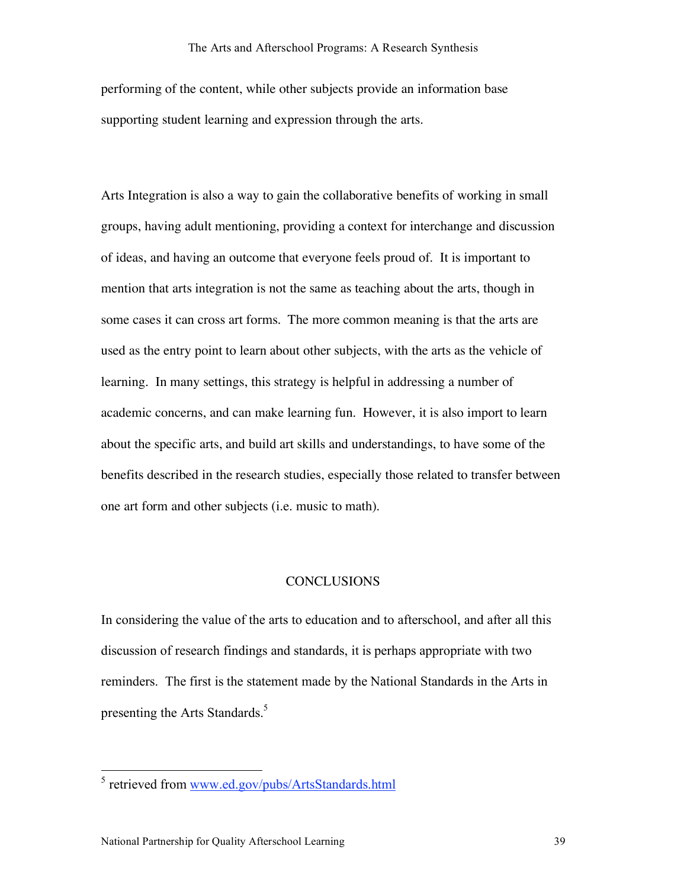performing of the content, while other subjects provide an information base supporting student learning and expression through the arts.

Arts Integration is also a way to gain the collaborative benefits of working in small groups, having adult mentioning, providing a context for interchange and discussion of ideas, and having an outcome that everyone feels proud of. It is important to mention that arts integration is not the same as teaching about the arts, though in some cases it can cross art forms. The more common meaning is that the arts are used as the entry point to learn about other subjects, with the arts as the vehicle of learning. In many settings, this strategy is helpful in addressing a number of academic concerns, and can make learning fun. However, it is also import to learn about the specific arts, and build art skills and understandings, to have some of the benefits described in the research studies, especially those related to transfer between one art form and other subjects (i.e. music to math).

## CONCLUSIONS

In considering the value of the arts to education and to afterschool, and after all this discussion of research findings and standards, it is perhaps appropriate with two reminders. The first is the statement made by the National Standards in the Arts in presenting the Arts Standards.[5]

---

[5] retrieved from www.ed.gov/pubs/ArtsStandards.html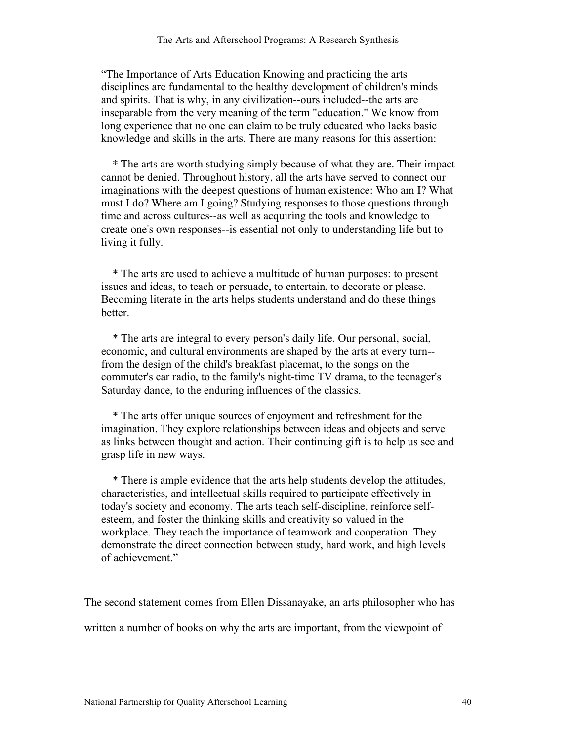> "The Importance of Arts Education Knowing and practicing the arts disciplines are fundamental to the healthy development of children's minds and spirits. That is why, in any civilization--ours included--the arts are inseparable from the very meaning of the term "education." We know from long experience that no one can claim to be truly educated who lacks basic knowledge and skills in the arts. There are many reasons for this assertion:
>
> * The arts are worth studying simply because of what they are. Their impact cannot be denied. Throughout history, all the arts have served to connect our imaginations with the deepest questions of human existence: Who am I? What must I do? Where am I going? Studying responses to those questions through time and across cultures--as well as acquiring the tools and knowledge to create one's own responses--is essential not only to understanding life but to living it fully.
>
> * The arts are used to achieve a multitude of human purposes: to present issues and ideas, to teach or persuade, to entertain, to decorate or please. Becoming literate in the arts helps students understand and do these things better.
>
> * The arts are integral to every person's daily life. Our personal, social, economic, and cultural environments are shaped by the arts at every turn--from the design of the child's breakfast placemat, to the songs on the commuter's car radio, to the family's night-time TV drama, to the teenager's Saturday dance, to the enduring influences of the classics.
>
> * The arts offer unique sources of enjoyment and refreshment for the imagination. They explore relationships between ideas and objects and serve as links between thought and action. Their continuing gift is to help us see and grasp life in new ways.
>
> * There is ample evidence that the arts help students develop the attitudes, characteristics, and intellectual skills required to participate effectively in today's society and economy. The arts teach self-discipline, reinforce self-esteem, and foster the thinking skills and creativity so valued in the workplace. They teach the importance of teamwork and cooperation. They demonstrate the direct connection between study, hard work, and high levels of achievement."

The second statement comes from Ellen Dissanayake, an arts philosopher who has written a number of books on why the arts are important, from the viewpoint of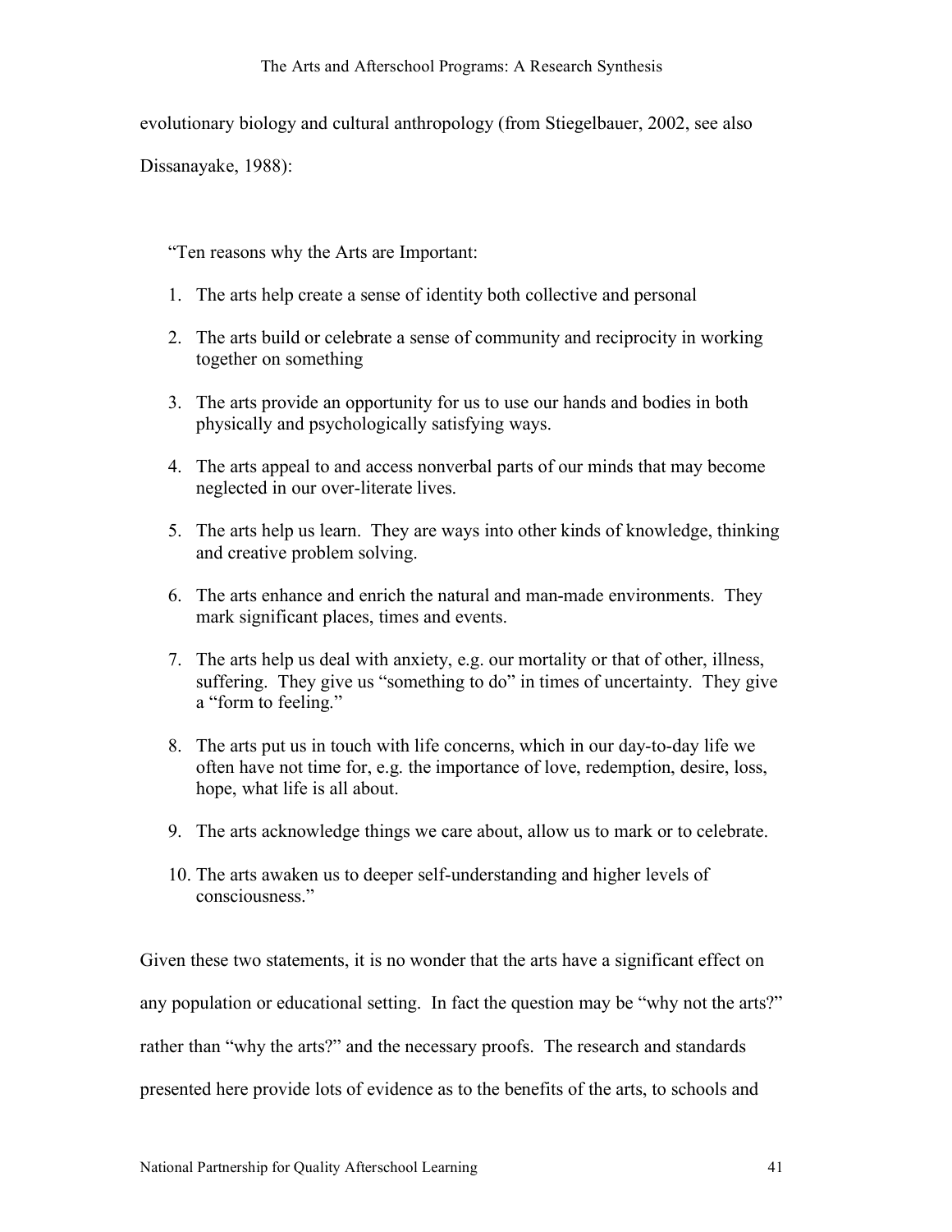evolutionary biology and cultural anthropology (from Stiegelbauer, 2002, see also Dissanayake, 1988):

> "Ten reasons why the Arts are Important:
>
> 1. The arts help create a sense of identity both collective and personal
> 2. The arts build or celebrate a sense of community and reciprocity in working together on something
> 3. The arts provide an opportunity for us to use our hands and bodies in both physically and psychologically satisfying ways.
> 4. The arts appeal to and access nonverbal parts of our minds that may become neglected in our over-literate lives.
> 5. The arts help us learn. They are ways into other kinds of knowledge, thinking and creative problem solving.
> 6. The arts enhance and enrich the natural and man-made environments. They mark significant places, times and events.
> 7. The arts help us deal with anxiety, e.g. our mortality or that of other, illness, suffering. They give us "something to do" in times of uncertainty. They give a "form to feeling."
> 8. The arts put us in touch with life concerns, which in our day-to-day life we often have not time for, e.g. the importance of love, redemption, desire, loss, hope, what life is all about.
> 9. The arts acknowledge things we care about, allow us to mark or to celebrate.
> 10. The arts awaken us to deeper self-understanding and higher levels of consciousness."

Given these two statements, it is no wonder that the arts have a significant effect on any population or educational setting. In fact the question may be "why not the arts?" rather than "why the arts?" and the necessary proofs. The research and standards presented here provide lots of evidence as to the benefits of the arts, to schools and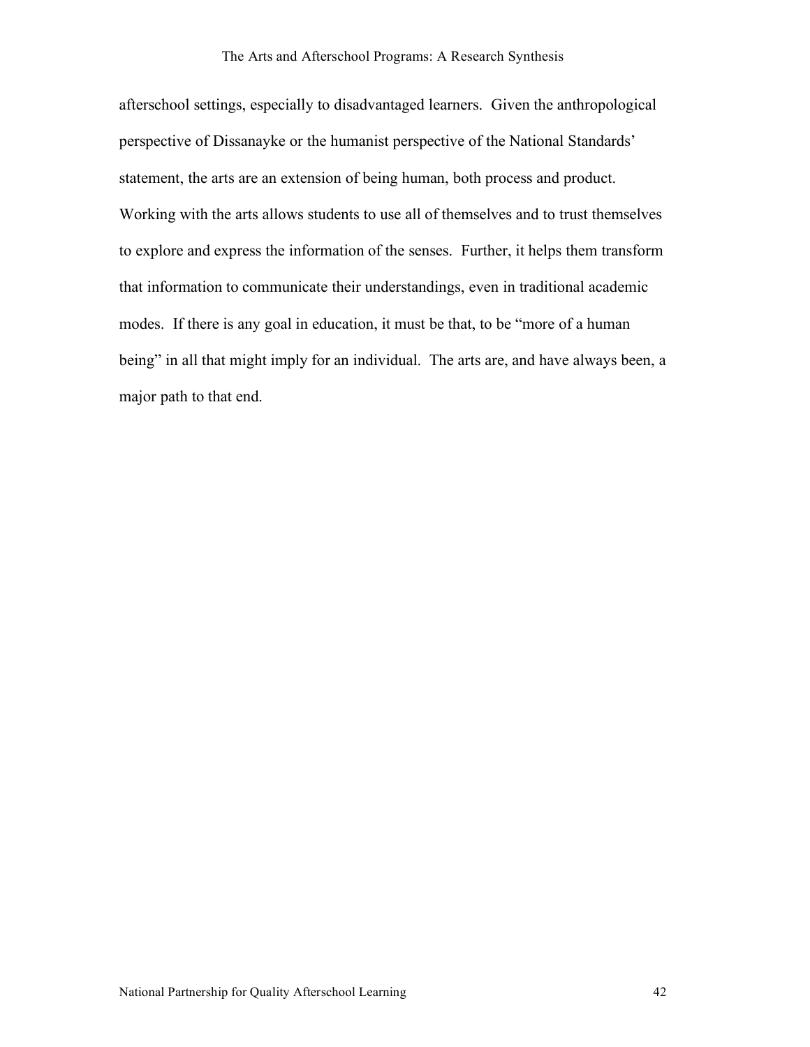afterschool settings, especially to disadvantaged learners. Given the anthropological perspective of Dissanayke or the humanist perspective of the National Standards' statement, the arts are an extension of being human, both process and product. Working with the arts allows students to use all of themselves and to trust themselves to explore and express the information of the senses. Further, it helps them transform that information to communicate their understandings, even in traditional academic modes. If there is any goal in education, it must be that, to be "more of a human being" in all that might imply for an individual. The arts are, and have always been, a major path to that end.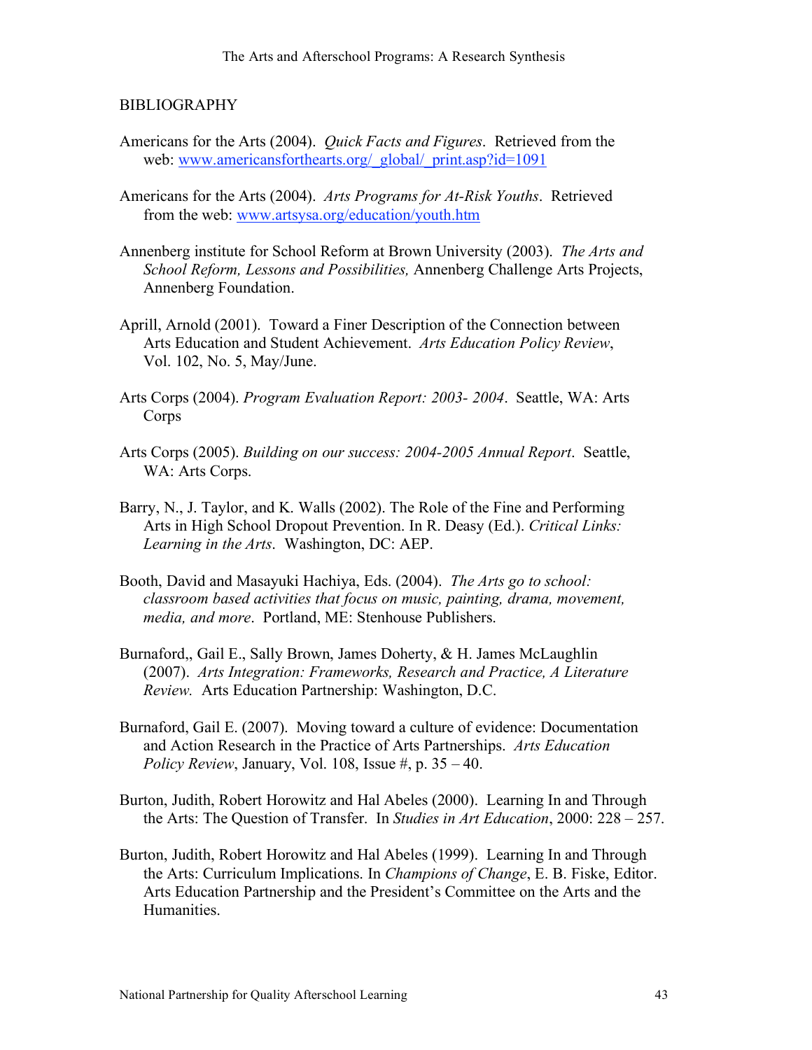BIBLIOGRAPHY

Americans for the Arts (2004). *Quick Facts and Figures*. Retrieved from the web: www.americansforthearts.org/_global/_print.asp?id=1091

Americans for the Arts (2004). *Arts Programs for At-Risk Youths*. Retrieved from the web: www.artsysa.org/education/youth.htm

Annenberg institute for School Reform at Brown University (2003). *The Arts and School Reform, Lessons and Possibilities,* Annenberg Challenge Arts Projects, Annenberg Foundation.

Aprill, Arnold (2001). Toward a Finer Description of the Connection between Arts Education and Student Achievement. *Arts Education Policy Review*, Vol. 102, No. 5, May/June.

Arts Corps (2004). *Program Evaluation Report: 2003- 2004*. Seattle, WA: Arts Corps

Arts Corps (2005). *Building on our success: 2004-2005 Annual Report*. Seattle, WA: Arts Corps.

Barry, N., J. Taylor, and K. Walls (2002). The Role of the Fine and Performing Arts in High School Dropout Prevention. In R. Deasy (Ed.). *Critical Links: Learning in the Arts*. Washington, DC: AEP.

Booth, David and Masayuki Hachiya, Eds. (2004). *The Arts go to school: classroom based activities that focus on music, painting, drama, movement, media, and more*. Portland, ME: Stenhouse Publishers.

Burnaford,, Gail E., Sally Brown, James Doherty, & H. James McLaughlin (2007). *Arts Integration: Frameworks, Research and Practice, A Literature Review.* Arts Education Partnership: Washington, D.C.

Burnaford, Gail E. (2007). Moving toward a culture of evidence: Documentation and Action Research in the Practice of Arts Partnerships. *Arts Education Policy Review*, January, Vol. 108, Issue #, p. 35 – 40.

Burton, Judith, Robert Horowitz and Hal Abeles (2000). Learning In and Through the Arts: The Question of Transfer. In *Studies in Art Education*, 2000: 228 – 257.

Burton, Judith, Robert Horowitz and Hal Abeles (1999). Learning In and Through the Arts: Curriculum Implications. In *Champions of Change*, E. B. Fiske, Editor. Arts Education Partnership and the President's Committee on the Arts and the Humanities.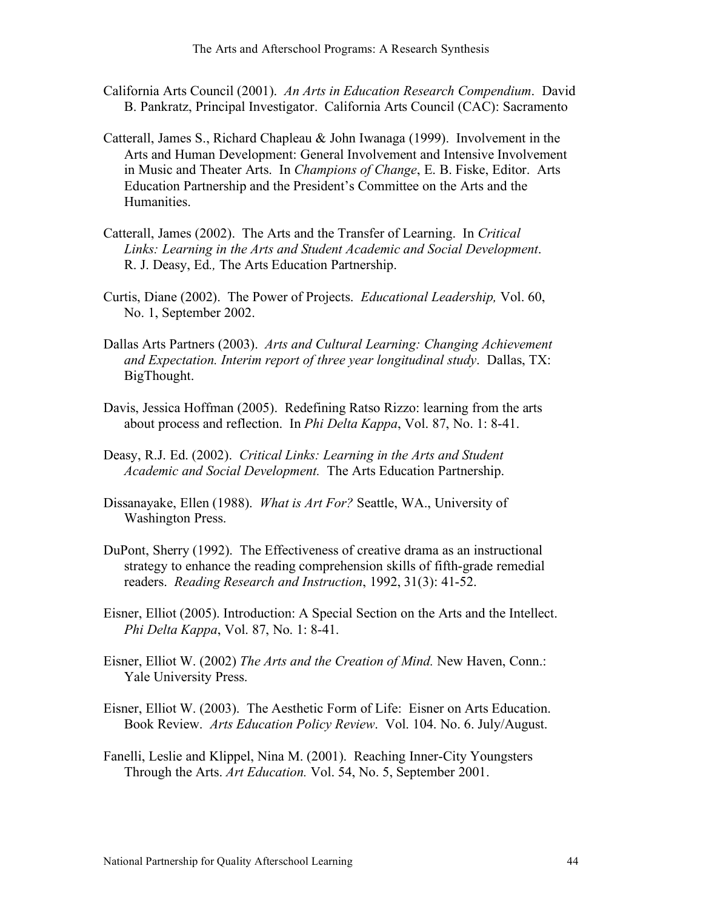California Arts Council (2001). *An Arts in Education Research Compendium*. David B. Pankratz, Principal Investigator. California Arts Council (CAC): Sacramento

Catterall, James S., Richard Chapleau & John Iwanaga (1999). Involvement in the Arts and Human Development: General Involvement and Intensive Involvement in Music and Theater Arts. In *Champions of Change*, E. B. Fiske, Editor. Arts Education Partnership and the President's Committee on the Arts and the Humanities.

Catterall, James (2002). The Arts and the Transfer of Learning. In *Critical Links: Learning in the Arts and Student Academic and Social Development*. R. J. Deasy, Ed*.,* The Arts Education Partnership.

Curtis, Diane (2002). The Power of Projects. *Educational Leadership,* Vol. 60, No. 1, September 2002.

Dallas Arts Partners (2003). *Arts and Cultural Learning: Changing Achievement and Expectation. Interim report of three year longitudinal study*. Dallas, TX: BigThought.

Davis, Jessica Hoffman (2005). Redefining Ratso Rizzo: learning from the arts about process and reflection. In *Phi Delta Kappa*, Vol. 87, No. 1: 8-41.

Deasy, R.J. Ed. (2002). *Critical Links: Learning in the Arts and Student Academic and Social Development.* The Arts Education Partnership.

Dissanayake, Ellen (1988). *What is Art For?* Seattle, WA., University of Washington Press.

DuPont, Sherry (1992). The Effectiveness of creative drama as an instructional strategy to enhance the reading comprehension skills of fifth-grade remedial readers. *Reading Research and Instruction*, 1992, 31(3): 41-52.

Eisner, Elliot (2005). Introduction: A Special Section on the Arts and the Intellect. *Phi Delta Kappa*, Vol. 87, No. 1: 8-41.

Eisner, Elliot W. (2002) *The Arts and the Creation of Mind.* New Haven, Conn.: Yale University Press.

Eisner, Elliot W. (2003). The Aesthetic Form of Life: Eisner on Arts Education. Book Review. *Arts Education Policy Review*. Vol. 104. No. 6. July/August.

Fanelli, Leslie and Klippel, Nina M. (2001). Reaching Inner-City Youngsters Through the Arts. *Art Education.* Vol. 54, No. 5, September 2001.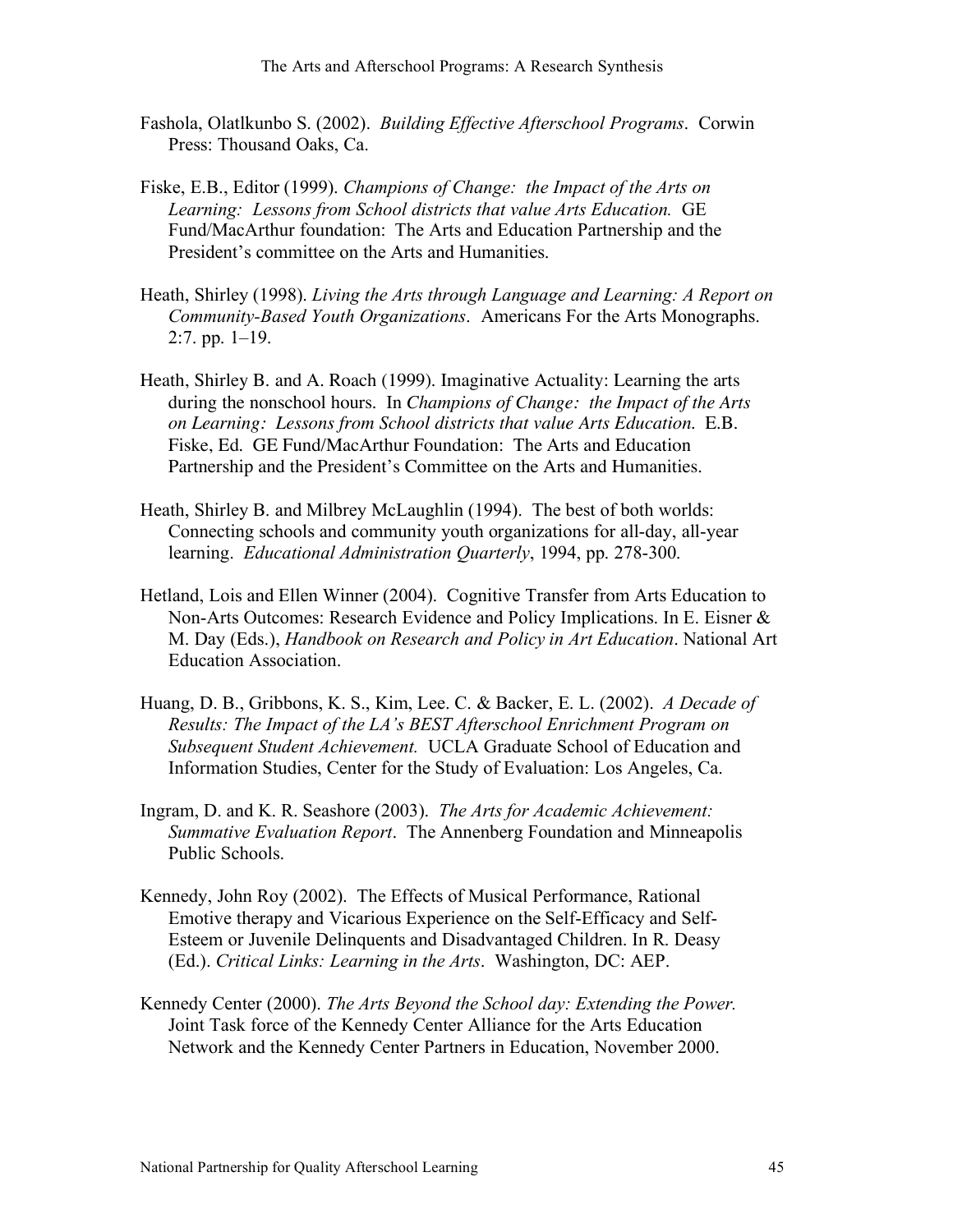Fashola, Olatlkunbo S. (2002). *Building Effective Afterschool Programs*. Corwin Press: Thousand Oaks, Ca.

Fiske, E.B., Editor (1999). *Champions of Change: the Impact of the Arts on Learning: Lessons from School districts that value Arts Education.* GE Fund/MacArthur foundation: The Arts and Education Partnership and the President's committee on the Arts and Humanities.

Heath, Shirley (1998). *Living the Arts through Language and Learning: A Report on Community-Based Youth Organizations*. Americans For the Arts Monographs. 2:7. pp. 1–19.

Heath, Shirley B. and A. Roach (1999). Imaginative Actuality: Learning the arts during the nonschool hours. In *Champions of Change: the Impact of the Arts on Learning: Lessons from School districts that value Arts Education.* E.B. Fiske, Ed. GE Fund/MacArthur Foundation: The Arts and Education Partnership and the President's Committee on the Arts and Humanities.

Heath, Shirley B. and Milbrey McLaughlin (1994). The best of both worlds: Connecting schools and community youth organizations for all-day, all-year learning. *Educational Administration Quarterly*, 1994, pp. 278-300.

Hetland, Lois and Ellen Winner (2004). Cognitive Transfer from Arts Education to Non-Arts Outcomes: Research Evidence and Policy Implications. In E. Eisner & M. Day (Eds.), *Handbook on Research and Policy in Art Education*. National Art Education Association.

Huang, D. B., Gribbons, K. S., Kim, Lee. C. & Backer, E. L. (2002). *A Decade of Results: The Impact of the LA's BEST Afterschool Enrichment Program on Subsequent Student Achievement.* UCLA Graduate School of Education and Information Studies, Center for the Study of Evaluation: Los Angeles, Ca.

Ingram, D. and K. R. Seashore (2003). *The Arts for Academic Achievement: Summative Evaluation Report*. The Annenberg Foundation and Minneapolis Public Schools.

Kennedy, John Roy (2002). The Effects of Musical Performance, Rational Emotive therapy and Vicarious Experience on the Self-Efficacy and Self-Esteem or Juvenile Delinquents and Disadvantaged Children. In R. Deasy (Ed.). *Critical Links: Learning in the Arts*. Washington, DC: AEP.

Kennedy Center (2000). *The Arts Beyond the School day: Extending the Power.* Joint Task force of the Kennedy Center Alliance for the Arts Education Network and the Kennedy Center Partners in Education, November 2000.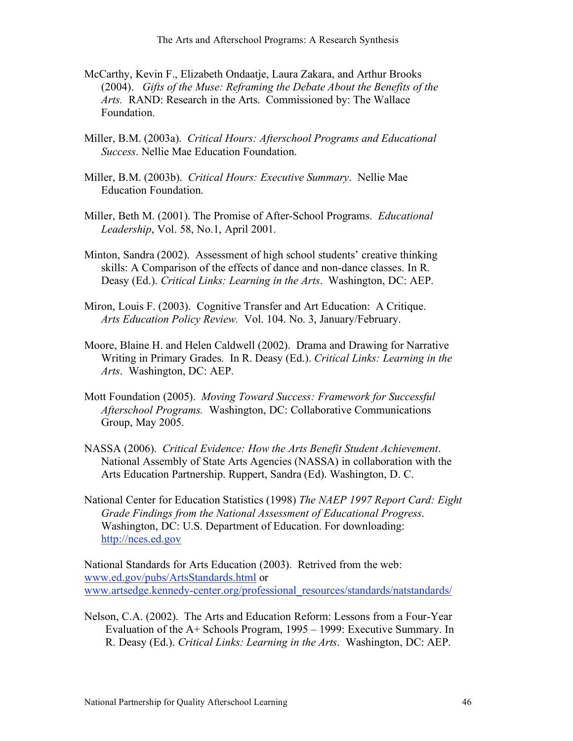McCarthy, Kevin F., Elizabeth Ondaatje, Laura Zakara, and Arthur Brooks (2004). *Gifts of the Muse: Reframing the Debate About the Benefits of the Arts.* RAND: Research in the Arts. Commissioned by: The Wallace Foundation.

Miller, B.M. (2003a). *Critical Hours: Afterschool Programs and Educational Success*. Nellie Mae Education Foundation.

Miller, B.M. (2003b). *Critical Hours: Executive Summary*. Nellie Mae Education Foundation.

Miller, Beth M. (2001). The Promise of After-School Programs. *Educational Leadership*, Vol. 58, No.1, April 2001.

Minton, Sandra (2002). Assessment of high school students' creative thinking skills: A Comparison of the effects of dance and non-dance classes. In R. Deasy (Ed.). *Critical Links: Learning in the Arts*. Washington, DC: AEP.

Miron, Louis F. (2003). Cognitive Transfer and Art Education: A Critique. *Arts Education Policy Review.* Vol. 104. No. 3, January/February.

Moore, Blaine H. and Helen Caldwell (2002). Drama and Drawing for Narrative Writing in Primary Grades. In R. Deasy (Ed.). *Critical Links: Learning in the Arts*. Washington, DC: AEP.

Mott Foundation (2005). *Moving Toward Success: Framework for Successful Afterschool Programs.* Washington, DC: Collaborative Communications Group, May 2005.

NASSA (2006). *Critical Evidence: How the Arts Benefit Student Achievement*. National Assembly of State Arts Agencies (NASSA) in collaboration with the Arts Education Partnership. Ruppert, Sandra (Ed). Washington, D. C.

National Center for Education Statistics (1998) *The NAEP 1997 Report Card: Eight Grade Findings from the National Assessment of Educational Progress*. Washington, DC: U.S. Department of Education. For downloading: http://nces.ed.gov

National Standards for Arts Education (2003). Retrived from the web: www.ed.gov/pubs/ArtsStandards.html or www.artsedge.kennedy-center.org/professional_resources/standards/natstandards/

Nelson, C.A. (2002). The Arts and Education Reform: Lessons from a Four-Year Evaluation of the A+ Schools Program, 1995 – 1999: Executive Summary. In R. Deasy (Ed.). *Critical Links: Learning in the Arts*. Washington, DC: AEP.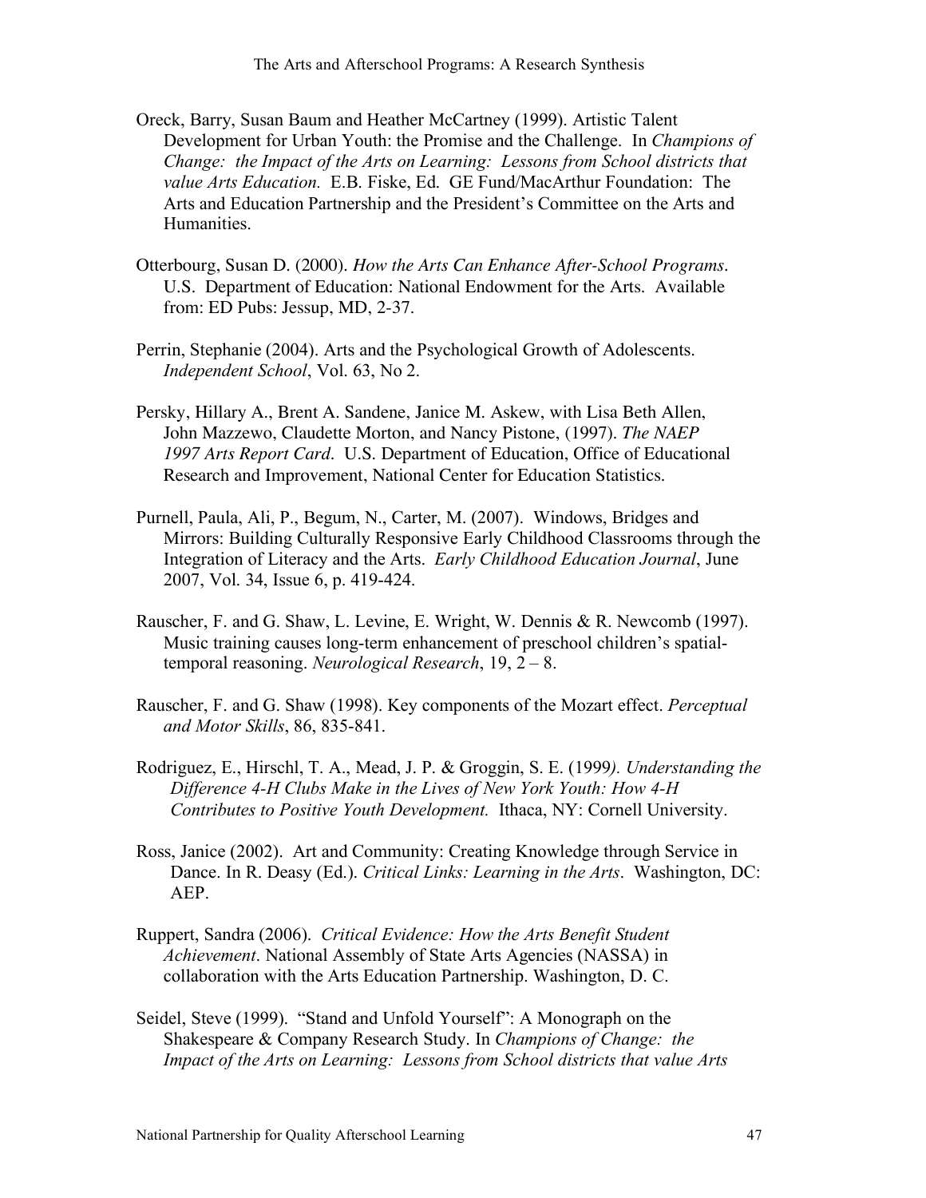Oreck, Barry, Susan Baum and Heather McCartney (1999). Artistic Talent Development for Urban Youth: the Promise and the Challenge. In *Champions of Change: the Impact of the Arts on Learning: Lessons from School districts that value Arts Education.* E.B. Fiske, Ed. GE Fund/MacArthur Foundation: The Arts and Education Partnership and the President's Committee on the Arts and Humanities.

Otterbourg, Susan D. (2000). *How the Arts Can Enhance After-School Programs*. U.S. Department of Education: National Endowment for the Arts. Available from: ED Pubs: Jessup, MD, 2-37.

Perrin, Stephanie (2004). Arts and the Psychological Growth of Adolescents. *Independent School*, Vol. 63, No 2.

Persky, Hillary A., Brent A. Sandene, Janice M. Askew, with Lisa Beth Allen, John Mazzewo, Claudette Morton, and Nancy Pistone, (1997). *The NAEP 1997 Arts Report Card*. U.S. Department of Education, Office of Educational Research and Improvement, National Center for Education Statistics.

Purnell, Paula, Ali, P., Begum, N., Carter, M. (2007). Windows, Bridges and Mirrors: Building Culturally Responsive Early Childhood Classrooms through the Integration of Literacy and the Arts. *Early Childhood Education Journal*, June 2007, Vol. 34, Issue 6, p. 419-424.

Rauscher, F. and G. Shaw, L. Levine, E. Wright, W. Dennis & R. Newcomb (1997). Music training causes long-term enhancement of preschool children's spatial-temporal reasoning. *Neurological Research*, 19, 2 – 8.

Rauscher, F. and G. Shaw (1998). Key components of the Mozart effect. *Perceptual and Motor Skills*, 86, 835-841.

Rodriguez, E., Hirschl, T. A., Mead, J. P. & Groggin, S. E. (1999*). Understanding the Difference 4-H Clubs Make in the Lives of New York Youth: How 4-H Contributes to Positive Youth Development.* Ithaca, NY: Cornell University.

Ross, Janice (2002). Art and Community: Creating Knowledge through Service in Dance. In R. Deasy (Ed.). *Critical Links: Learning in the Arts*. Washington, DC: AEP.

Ruppert, Sandra (2006). *Critical Evidence: How the Arts Benefit Student Achievement*. National Assembly of State Arts Agencies (NASSA) in collaboration with the Arts Education Partnership. Washington, D. C.

Seidel, Steve (1999). "Stand and Unfold Yourself": A Monograph on the Shakespeare & Company Research Study. In *Champions of Change: the Impact of the Arts on Learning: Lessons from School districts that value Arts*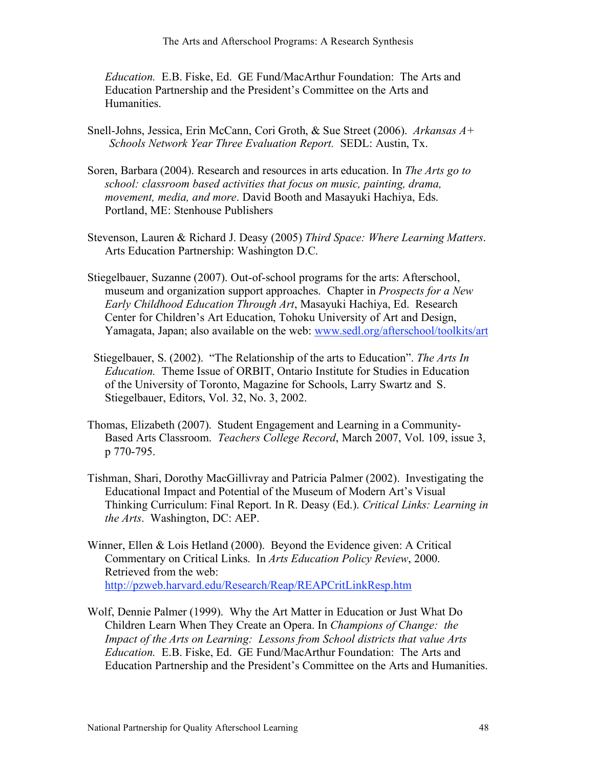*Education.* E.B. Fiske, Ed. GE Fund/MacArthur Foundation: The Arts and Education Partnership and the President's Committee on the Arts and Humanities.

Snell-Johns, Jessica, Erin McCann, Cori Groth, & Sue Street (2006). *Arkansas A+ Schools Network Year Three Evaluation Report.* SEDL: Austin, Tx.

Soren, Barbara (2004). Research and resources in arts education. In *The Arts go to school: classroom based activities that focus on music, painting, drama, movement, media, and more*. David Booth and Masayuki Hachiya, Eds. Portland, ME: Stenhouse Publishers

Stevenson, Lauren & Richard J. Deasy (2005) *Third Space: Where Learning Matters*. Arts Education Partnership: Washington D.C.

Stiegelbauer, Suzanne (2007). Out-of-school programs for the arts: Afterschool, museum and organization support approaches. Chapter in *Prospects for a New Early Childhood Education Through Art*, Masayuki Hachiya, Ed. Research Center for Children's Art Education, Tohoku University of Art and Design, Yamagata, Japan; also available on the web: www.sedl.org/afterschool/toolkits/art

Stiegelbauer, S. (2002). "The Relationship of the arts to Education". *The Arts In Education.* Theme Issue of ORBIT, Ontario Institute for Studies in Education of the University of Toronto, Magazine for Schools, Larry Swartz and S. Stiegelbauer, Editors, Vol. 32, No. 3, 2002.

Thomas, Elizabeth (2007). Student Engagement and Learning in a Community-Based Arts Classroom. *Teachers College Record*, March 2007, Vol. 109, issue 3, p 770-795.

Tishman, Shari, Dorothy MacGillivray and Patricia Palmer (2002). Investigating the Educational Impact and Potential of the Museum of Modern Art's Visual Thinking Curriculum: Final Report. In R. Deasy (Ed.). *Critical Links: Learning in the Arts*. Washington, DC: AEP.

Winner, Ellen & Lois Hetland (2000). Beyond the Evidence given: A Critical Commentary on Critical Links. In *Arts Education Policy Review*, 2000. Retrieved from the web: http://pzweb.harvard.edu/Research/Reap/REAPCritLinkResp.htm

Wolf, Dennie Palmer (1999). Why the Art Matter in Education or Just What Do Children Learn When They Create an Opera. In *Champions of Change: the Impact of the Arts on Learning: Lessons from School districts that value Arts Education.* E.B. Fiske, Ed. GE Fund/MacArthur Foundation: The Arts and Education Partnership and the President's Committee on the Arts and Humanities.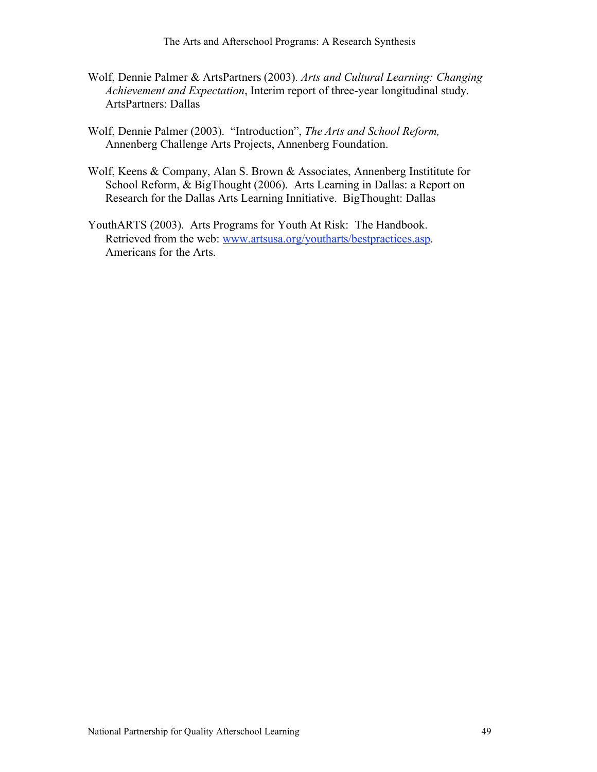Wolf, Dennie Palmer & ArtsPartners (2003). *Arts and Cultural Learning: Changing Achievement and Expectation*, Interim report of three-year longitudinal study. ArtsPartners: Dallas

Wolf, Dennie Palmer (2003). "Introduction", *The Arts and School Reform,* Annenberg Challenge Arts Projects, Annenberg Foundation.

Wolf, Keens & Company, Alan S. Brown & Associates, Annenberg Instititute for School Reform, & BigThought (2006). Arts Learning in Dallas: a Report on Research for the Dallas Arts Learning Innitiative. BigThought: Dallas

YouthARTS (2003). Arts Programs for Youth At Risk: The Handbook. Retrieved from the web: [www.artsusa.org/youtharts/bestpractices.asp](www.artsusa.org/youtharts/bestpractices.asp). Americans for the Arts.